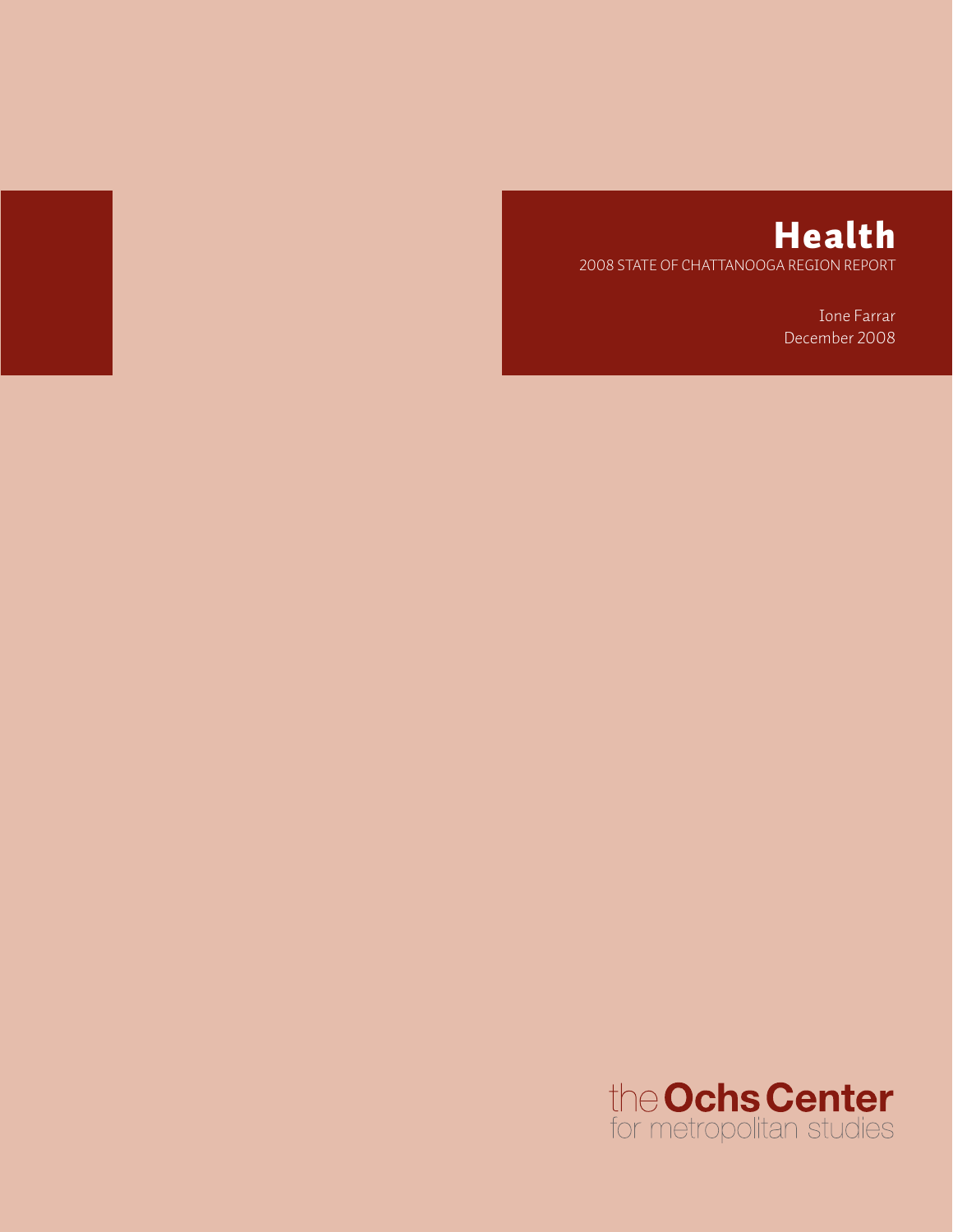# Health

2008 STATE OF CHATTANOOGA REGION REPORT

Ione Farrar
December 2008

the Ochs Center
for metropolitan studies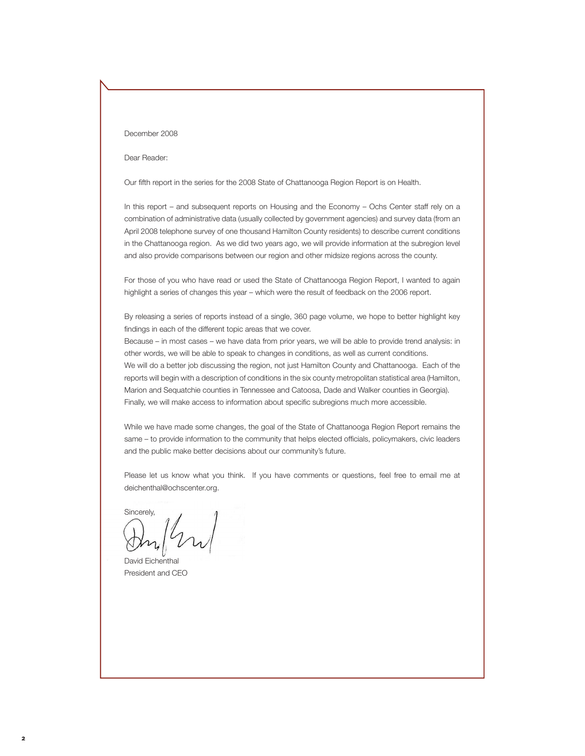December 2008

Dear Reader:

Our fifth report in the series for the 2008 State of Chattanooga Region Report is on Health.

In this report – and subsequent reports on Housing and the Economy – Ochs Center staff rely on a combination of administrative data (usually collected by government agencies) and survey data (from an April 2008 telephone survey of one thousand Hamilton County residents) to describe current conditions in the Chattanooga region. As we did two years ago, we will provide information at the subregion level and also provide comparisons between our region and other midsize regions across the county.

For those of you who have read or used the State of Chattanooga Region Report, I wanted to again highlight a series of changes this year – which were the result of feedback on the 2006 report.

By releasing a series of reports instead of a single, 360 page volume, we hope to better highlight key findings in each of the different topic areas that we cover.

Because – in most cases – we have data from prior years, we will be able to provide trend analysis: in other words, we will be able to speak to changes in conditions, as well as current conditions.

We will do a better job discussing the region, not just Hamilton County and Chattanooga. Each of the reports will begin with a description of conditions in the six county metropolitan statistical area (Hamilton, Marion and Sequatchie counties in Tennessee and Catoosa, Dade and Walker counties in Georgia).

Finally, we will make access to information about specific subregions much more accessible.

While we have made some changes, the goal of the State of Chattanooga Region Report remains the same – to provide information to the community that helps elected officials, policymakers, civic leaders and the public make better decisions about our community's future.

Please let us know what you think. If you have comments or questions, feel free to email me at deichenthal@ochscenter.org.

Sincerely,

David Eichenthal
President and CEO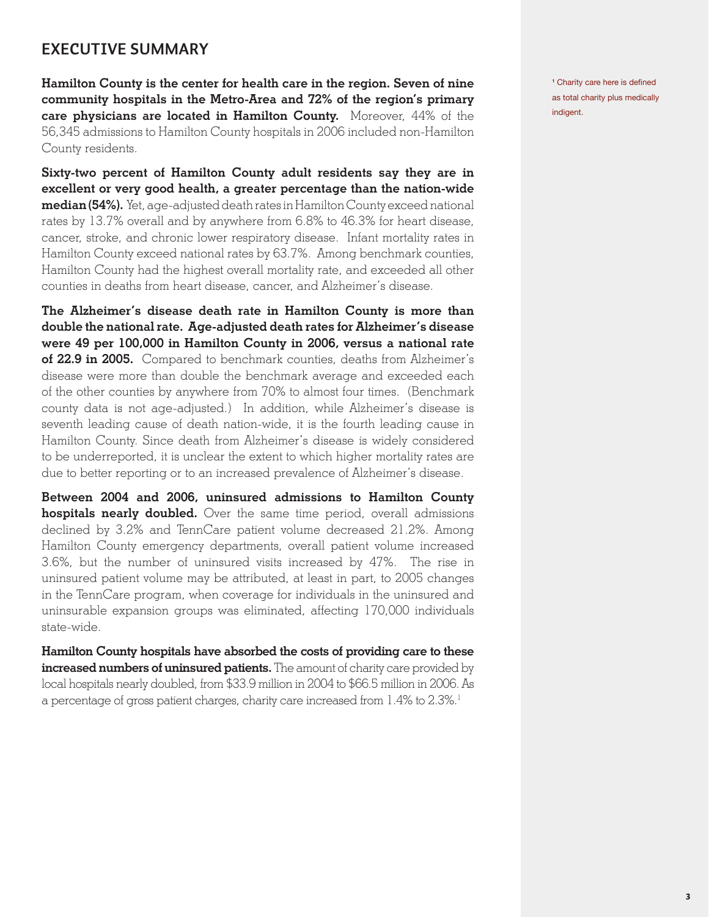## EXECUTIVE SUMMARY

**Hamilton County is the center for health care in the region. Seven of nine community hospitals in the Metro-Area and 72% of the region's primary care physicians are located in Hamilton County.** Moreover, 44% of the 56,345 admissions to Hamilton County hospitals in 2006 included non-Hamilton County residents.

**Sixty-two percent of Hamilton County adult residents say they are in excellent or very good health, a greater percentage than the nation-wide median (54%).** Yet, age-adjusted death rates in Hamilton County exceed national rates by 13.7% overall and by anywhere from 6.8% to 46.3% for heart disease, cancer, stroke, and chronic lower respiratory disease. Infant mortality rates in Hamilton County exceed national rates by 63.7%. Among benchmark counties, Hamilton County had the highest overall mortality rate, and exceeded all other counties in deaths from heart disease, cancer, and Alzheimer's disease.

**The Alzheimer's disease death rate in Hamilton County is more than double the national rate. Age-adjusted death rates for Alzheimer's disease were 49 per 100,000 in Hamilton County in 2006, versus a national rate of 22.9 in 2005.** Compared to benchmark counties, deaths from Alzheimer's disease were more than double the benchmark average and exceeded each of the other counties by anywhere from 70% to almost four times. (Benchmark county data is not age-adjusted.) In addition, while Alzheimer's disease is seventh leading cause of death nation-wide, it is the fourth leading cause in Hamilton County. Since death from Alzheimer's disease is widely considered to be underreported, it is unclear the extent to which higher mortality rates are due to better reporting or to an increased prevalence of Alzheimer's disease.

**Between 2004 and 2006, uninsured admissions to Hamilton County hospitals nearly doubled.** Over the same time period, overall admissions declined by 3.2% and TennCare patient volume decreased 21.2%. Among Hamilton County emergency departments, overall patient volume increased 3.6%, but the number of uninsured visits increased by 47%. The rise in uninsured patient volume may be attributed, at least in part, to 2005 changes in the TennCare program, when coverage for individuals in the uninsured and uninsurable expansion groups was eliminated, affecting 170,000 individuals state-wide.

**Hamilton County hospitals have absorbed the costs of providing care to these increased numbers of uninsured patients.** The amount of charity care provided by local hospitals nearly doubled, from $33.9 million in 2004 to $66.5 million in 2006. As a percentage of gross patient charges, charity care increased from 1.4% to 2.3%.[1]

[1] Charity care here is defined as total charity plus medically indigent.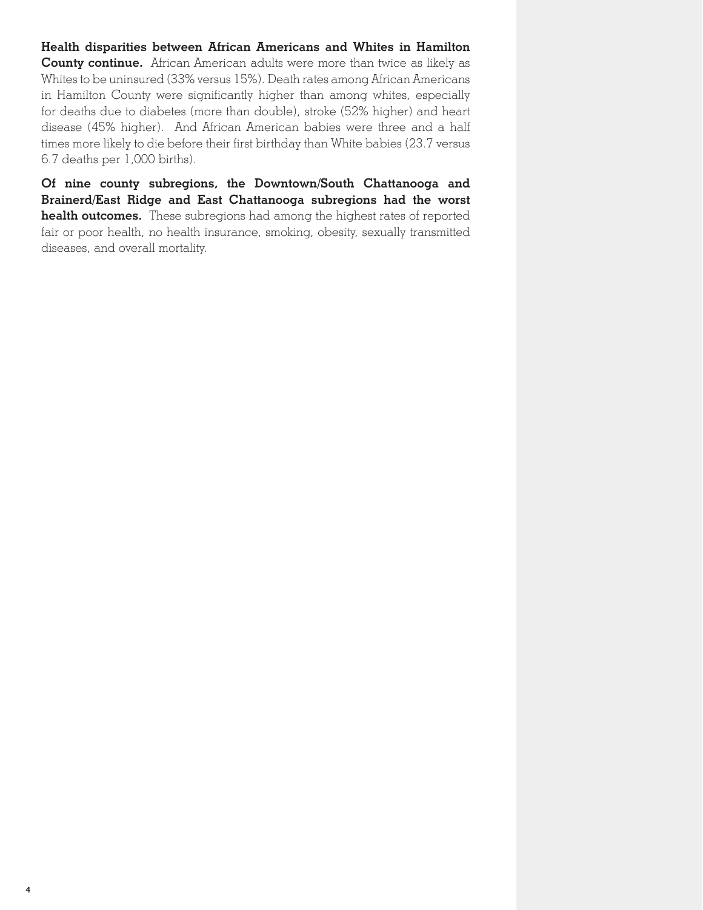**Health disparities between African Americans and Whites in Hamilton County continue.** African American adults were more than twice as likely as Whites to be uninsured (33% versus 15%). Death rates among African Americans in Hamilton County were significantly higher than among whites, especially for deaths due to diabetes (more than double), stroke (52% higher) and heart disease (45% higher). And African American babies were three and a half times more likely to die before their first birthday than White babies (23.7 versus 6.7 deaths per 1,000 births).

**Of nine county subregions, the Downtown/South Chattanooga and Brainerd/East Ridge and East Chattanooga subregions had the worst health outcomes.** These subregions had among the highest rates of reported fair or poor health, no health insurance, smoking, obesity, sexually transmitted diseases, and overall mortality.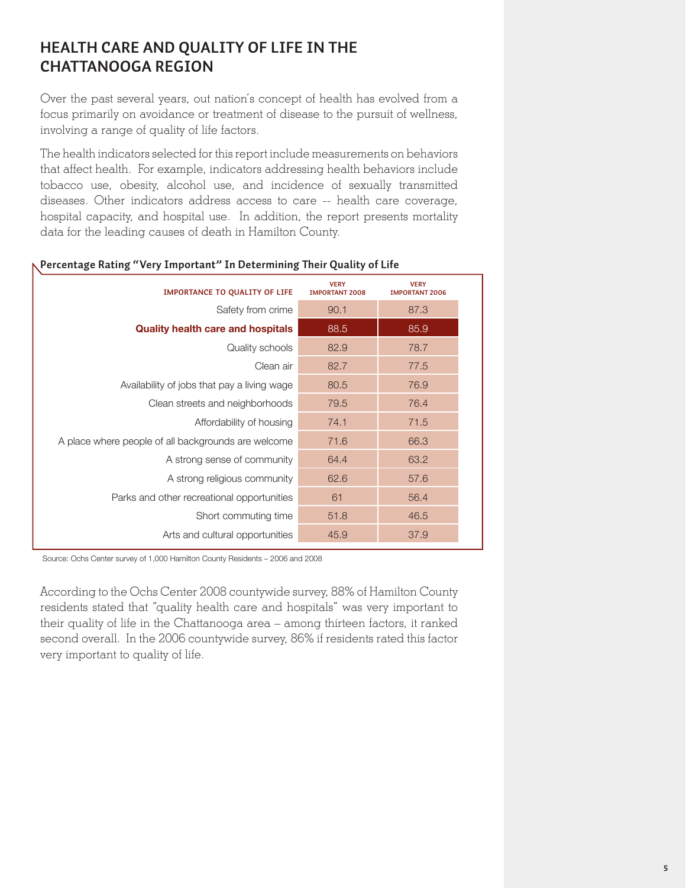# HEALTH CARE AND QUALITY OF LIFE IN THE CHATTANOOGA REGION

Over the past several years, out nation's concept of health has evolved from a focus primarily on avoidance or treatment of disease to the pursuit of wellness, involving a range of quality of life factors.

The health indicators selected for this report include measurements on behaviors that affect health. For example, indicators addressing health behaviors include tobacco use, obesity, alcohol use, and incidence of sexually transmitted diseases. Other indicators address access to care -- health care coverage, hospital capacity, and hospital use. In addition, the report presents mortality data for the leading causes of death in Hamilton County.

**Percentage Rating "Very Important" In Determining Their Quality of Life**

| IMPORTANCE TO QUALITY OF LIFE | VERY IMPORTANT 2008 | VERY IMPORTANT 2006 |
|---|---|---|
| Safety from crime | 90.1 | 87.3 |
| **Quality health care and hospitals** | **88.5** | **85.9** |
| Quality schools | 82.9 | 78.7 |
| Clean air | 82.7 | 77.5 |
| Availability of jobs that pay a living wage | 80.5 | 76.9 |
| Clean streets and neighborhoods | 79.5 | 76.4 |
| Affordability of housing | 74.1 | 71.5 |
| A place where people of all backgrounds are welcome | 71.6 | 66.3 |
| A strong sense of community | 64.4 | 63.2 |
| A strong religious community | 62.6 | 57.6 |
| Parks and other recreational opportunities | 61 | 56.4 |
| Short commuting time | 51.8 | 46.5 |
| Arts and cultural opportunities | 45.9 | 37.9 |

Source: Ochs Center survey of 1,000 Hamilton County Residents – 2006 and 2008

According to the Ochs Center 2008 countywide survey, 88% of Hamilton County residents stated that "quality health care and hospitals" was very important to their quality of life in the Chattanooga area – among thirteen factors, it ranked second overall. In the 2006 countywide survey, 86% if residents rated this factor very important to quality of life.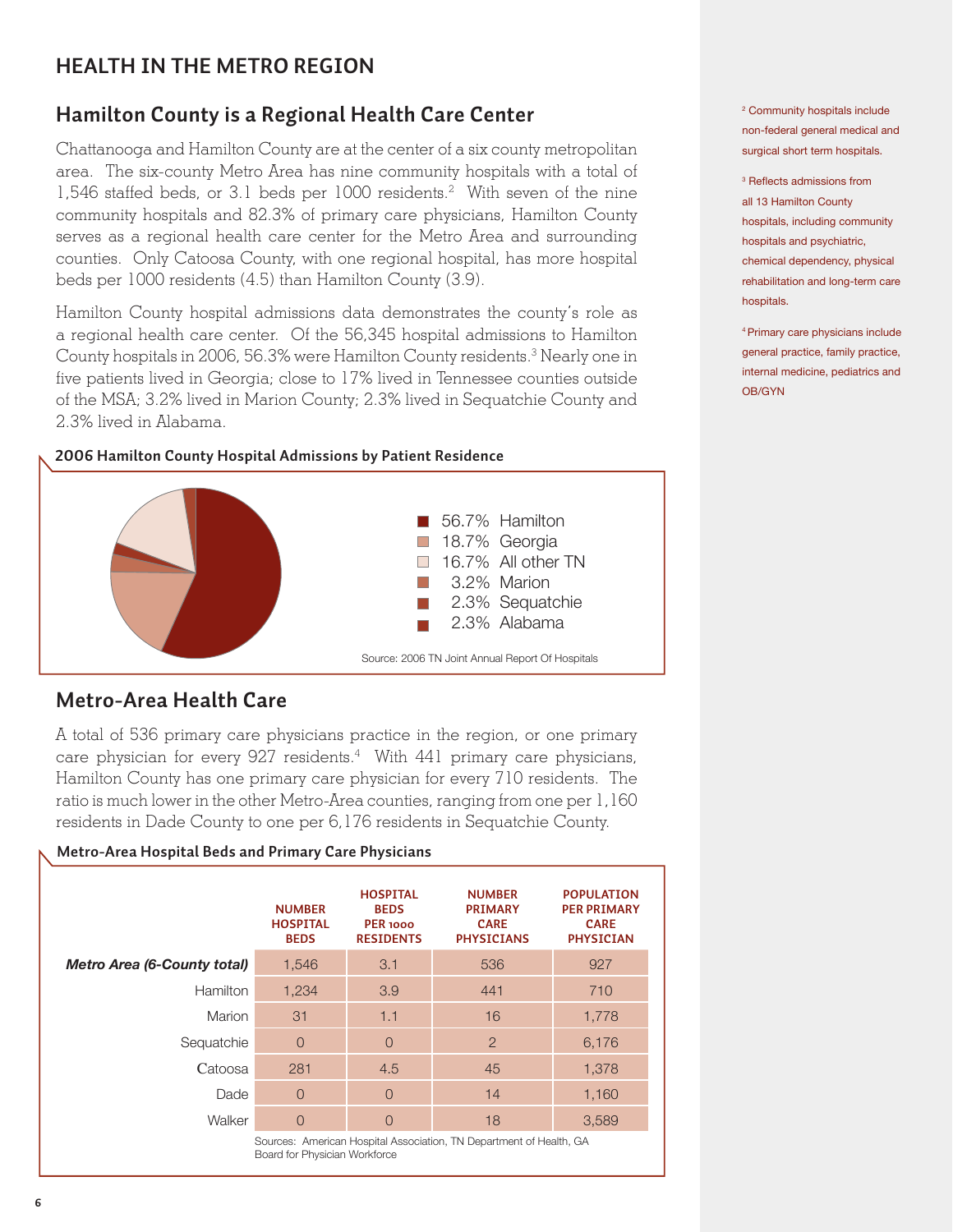# HEALTH IN THE METRO REGION

## Hamilton County is a Regional Health Care Center

Chattanooga and Hamilton County are at the center of a six county metropolitan area. The six-county Metro Area has nine community hospitals with a total of 1,546 staffed beds, or 3.1 beds per 1000 residents.[2] With seven of the nine community hospitals and 82.3% of primary care physicians, Hamilton County serves as a regional health care center for the Metro Area and surrounding counties. Only Catoosa County, with one regional hospital, has more hospital beds per 1000 residents (4.5) than Hamilton County (3.9).

Hamilton County hospital admissions data demonstrates the county's role as a regional health care center. Of the 56,345 hospital admissions to Hamilton County hospitals in 2006, 56.3% were Hamilton County residents.[3] Nearly one in five patients lived in Georgia; close to 17% lived in Tennessee counties outside of the MSA; 3.2% lived in Marion County; 2.3% lived in Sequatchie County and 2.3% lived in Alabama.

**2006 Hamilton County Hospital Admissions by Patient Residence**

- 56.7% Hamilton
- 18.7% Georgia
- 16.7% All other TN
- 3.2% Marion
- 2.3% Sequatchie
- 2.3% Alabama

Source: 2006 TN Joint Annual Report Of Hospitals

## Metro-Area Health Care

A total of 536 primary care physicians practice in the region, or one primary care physician for every 927 residents.[4] With 441 primary care physicians, Hamilton County has one primary care physician for every 710 residents. The ratio is much lower in the other Metro-Area counties, ranging from one per 1,160 residents in Dade County to one per 6,176 residents in Sequatchie County.

**Metro-Area Hospital Beds and Primary Care Physicians**

| | NUMBER HOSPITAL BEDS | HOSPITAL BEDS PER 1000 RESIDENTS | NUMBER PRIMARY CARE PHYSICIANS | POPULATION PER PRIMARY CARE PHYSICIAN |
|---|---|---|---|---|
| ***Metro Area (6-County total)*** | 1,546 | 3.1 | 536 | 927 |
| Hamilton | 1,234 | 3.9 | 441 | 710 |
| Marion | 31 | 1.1 | 16 | 1,778 |
| Sequatchie | 0 | 0 | 2 | 6,176 |
| Catoosa | 281 | 4.5 | 45 | 1,378 |
| Dade | 0 | 0 | 14 | 1,160 |
| Walker | 0 | 0 | 18 | 3,589 |

Sources: American Hospital Association, TN Department of Health, GA Board for Physician Workforce

[2] Community hospitals include non-federal general medical and surgical short term hospitals.

[3] Reflects admissions from all 13 Hamilton County hospitals, including community hospitals and psychiatric, chemical dependency, physical rehabilitation and long-term care hospitals.

[4] Primary care physicians include general practice, family practice, internal medicine, pediatrics and OB/GYN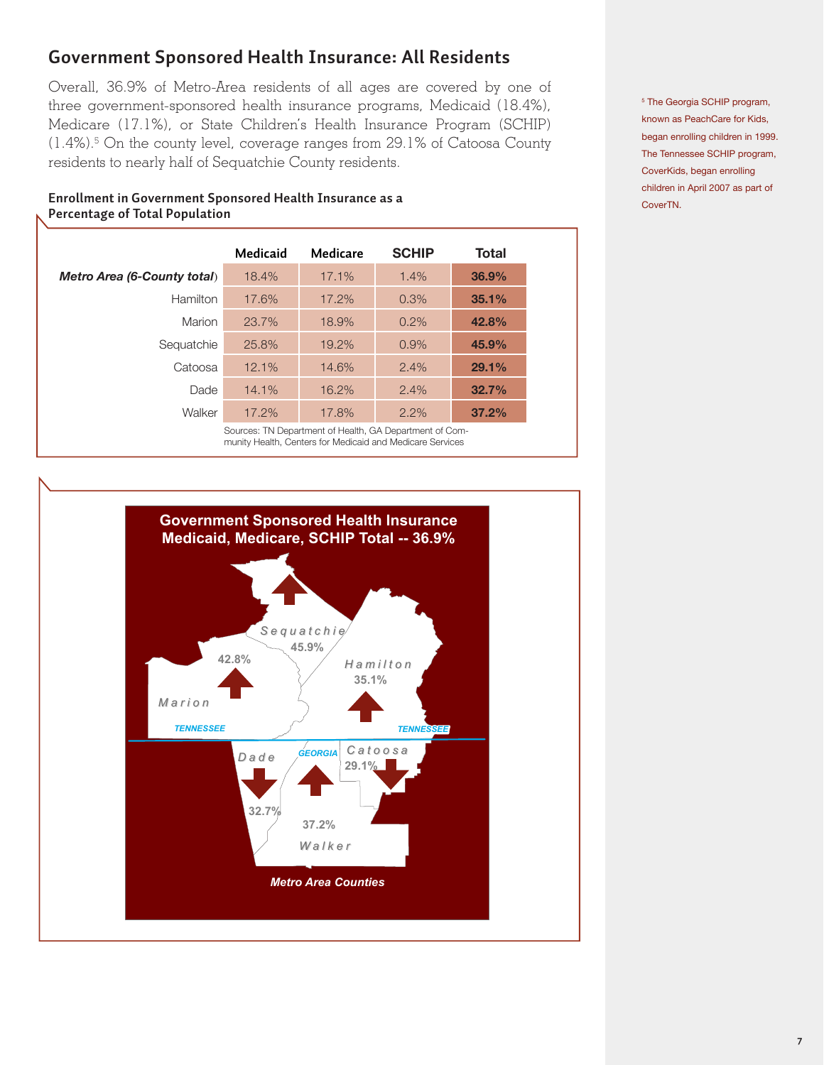## Government Sponsored Health Insurance: All Residents

Overall, 36.9% of Metro-Area residents of all ages are covered by one of three government-sponsored health insurance programs, Medicaid (18.4%), Medicare (17.1%), or State Children's Health Insurance Program (SCHIP) (1.4%).[5] On the county level, coverage ranges from 29.1% of Catoosa County residents to nearly half of Sequatchie County residents.

[5] The Georgia SCHIP program, known as PeachCare for Kids, began enrolling children in 1999. The Tennessee SCHIP program, CoverKids, began enrolling children in April 2007 as part of CoverTN.

**Enrollment in Government Sponsored Health Insurance as a Percentage of Total Population**

| | Medicaid | Medicare | SCHIP | Total |
|---|---|---|---|---|
| ***Metro Area (6-County total)*** | 18.4% | 17.1% | 1.4% | **36.9%** |
| Hamilton | 17.6% | 17.2% | 0.3% | **35.1%** |
| Marion | 23.7% | 18.9% | 0.2% | **42.8%** |
| Sequatchie | 25.8% | 19.2% | 0.9% | **45.9%** |
| Catoosa | 12.1% | 14.6% | 2.4% | **29.1%** |
| Dade | 14.1% | 16.2% | 2.4% | **32.7%** |
| Walker | 17.2% | 17.8% | 2.2% | **37.2%** |

Sources: TN Department of Health, GA Department of Community Health, Centers for Medicaid and Medicare Services

**Government Sponsored Health Insurance Medicaid, Medicare, SCHIP Total -- 36.9%**

Sequatchie 45.9%; Marion 42.8%; Hamilton 35.1%; Dade 32.7%; Walker 37.2%; Catoosa 29.1%

*Metro Area Counties*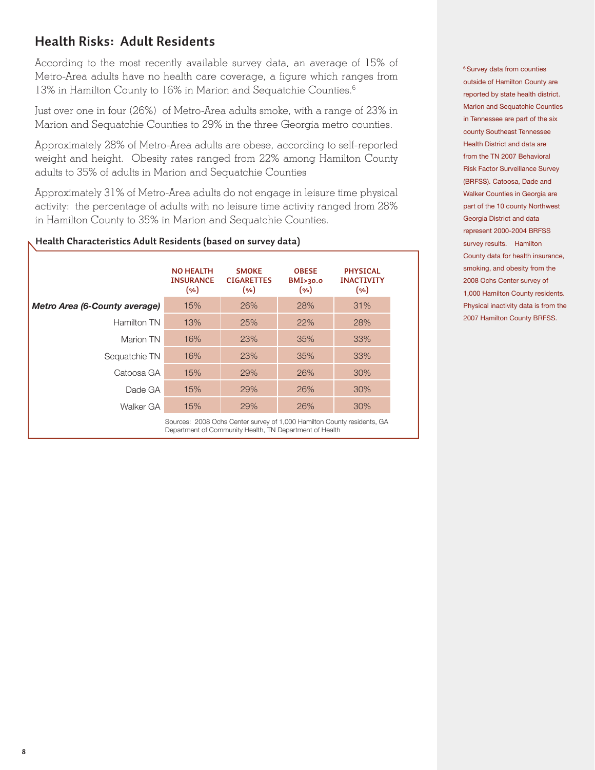## Health Risks: Adult Residents

According to the most recently available survey data, an average of 15% of Metro-Area adults have no health care coverage, a figure which ranges from 13% in Hamilton County to 16% in Marion and Sequatchie Counties.[6]

Just over one in four (26%) of Metro-Area adults smoke, with a range of 23% in Marion and Sequatchie Counties to 29% in the three Georgia metro counties.

Approximately 28% of Metro-Area adults are obese, according to self-reported weight and height. Obesity rates ranged from 22% among Hamilton County adults to 35% of adults in Marion and Sequatchie Counties

Approximately 31% of Metro-Area adults do not engage in leisure time physical activity: the percentage of adults with no leisure time activity ranged from 28% in Hamilton County to 35% in Marion and Sequatchie Counties.

**Health Characteristics Adult Residents (based on survey data)**

| | NO HEALTH INSURANCE (%) | SMOKE CIGARETTES (%) | OBESE BMI>30.0 (%) | PHYSICAL INACTIVITY (%) |
|---|---|---|---|---|
| ***Metro Area (6-County average)*** | 15% | 26% | 28% | 31% |
| Hamilton TN | 13% | 25% | 22% | 28% |
| Marion TN | 16% | 23% | 35% | 33% |
| Sequatchie TN | 16% | 23% | 35% | 33% |
| Catoosa GA | 15% | 29% | 26% | 30% |
| Dade GA | 15% | 29% | 26% | 30% |
| Walker GA | 15% | 29% | 26% | 30% |

Sources: 2008 Ochs Center survey of 1,000 Hamilton County residents, GA Department of Community Health, TN Department of Health

[6] Survey data from counties outside of Hamilton County are reported by state health district. Marion and Sequatchie Counties in Tennessee are part of the six county Southeast Tennessee Health District and data are from the TN 2007 Behavioral Risk Factor Surveillance Survey (BRFSS). Catoosa, Dade and Walker Counties in Georgia are part of the 10 county Northwest Georgia District and data represent 2000-2004 BRFSS survey results. Hamilton County data for health insurance, smoking, and obesity from the 2008 Ochs Center survey of 1,000 Hamilton County residents. Physical inactivity data is from the 2007 Hamilton County BRFSS.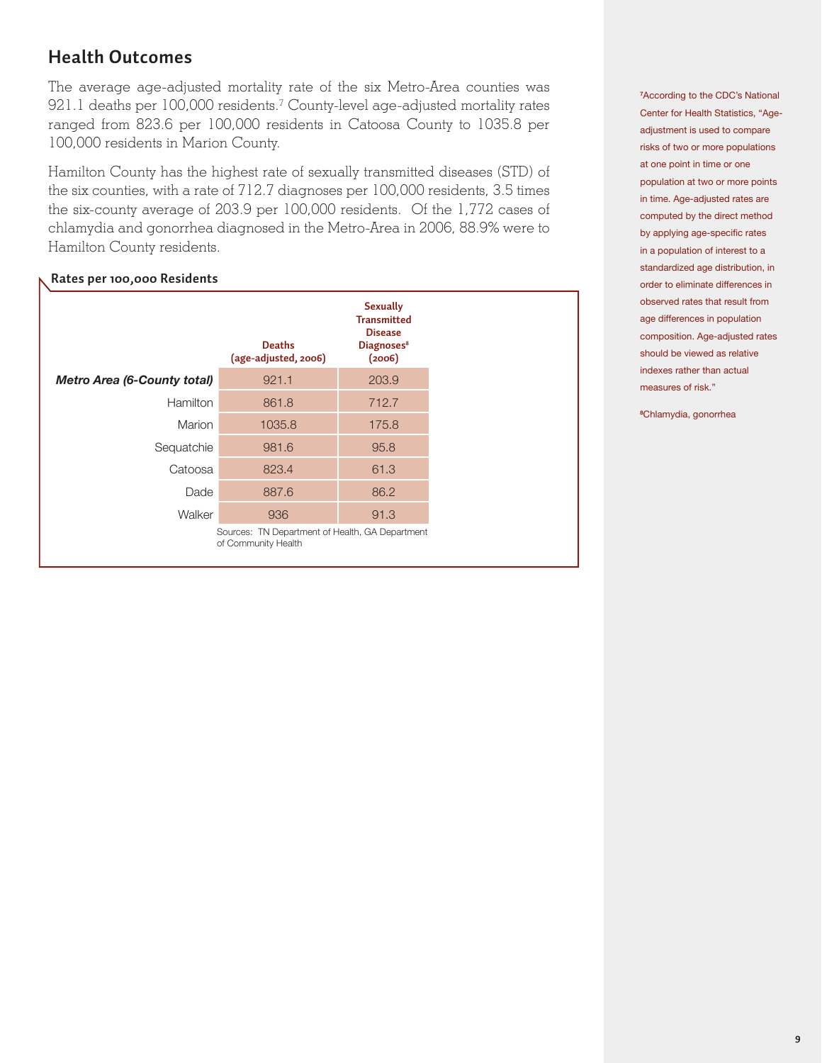## Health Outcomes

The average age-adjusted mortality rate of the six Metro-Area counties was 921.1 deaths per 100,000 residents.[7] County-level age-adjusted mortality rates ranged from 823.6 per 100,000 residents in Catoosa County to 1035.8 per 100,000 residents in Marion County.

Hamilton County has the highest rate of sexually transmitted diseases (STD) of the six counties, with a rate of 712.7 diagnoses per 100,000 residents, 3.5 times the six-county average of 203.9 per 100,000 residents. Of the 1,772 cases of chlamydia and gonorrhea diagnosed in the Metro-Area in 2006, 88.9% were to Hamilton County residents.

**Rates per 100,000 Residents**

| | Deaths (age-adjusted, 2006) | Sexually Transmitted Disease Diagnoses[8] (2006) |
|---|---|---|
| ***Metro Area (6-County total)*** | 921.1 | 203.9 |
| Hamilton | 861.8 | 712.7 |
| Marion | 1035.8 | 175.8 |
| Sequatchie | 981.6 | 95.8 |
| Catoosa | 823.4 | 61.3 |
| Dade | 887.6 | 86.2 |
| Walker | 936 | 91.3 |

Sources: TN Department of Health, GA Department of Community Health

[7] According to the CDC's National Center for Health Statistics, "Age-adjustment is used to compare risks of two or more populations at one point in time or one population at two or more points in time. Age-adjusted rates are computed by the direct method by applying age-specific rates in a population of interest to a standardized age distribution, in order to eliminate differences in observed rates that result from age differences in population composition. Age-adjusted rates should be viewed as relative indexes rather than actual measures of risk."

[8] Chlamydia, gonorrhea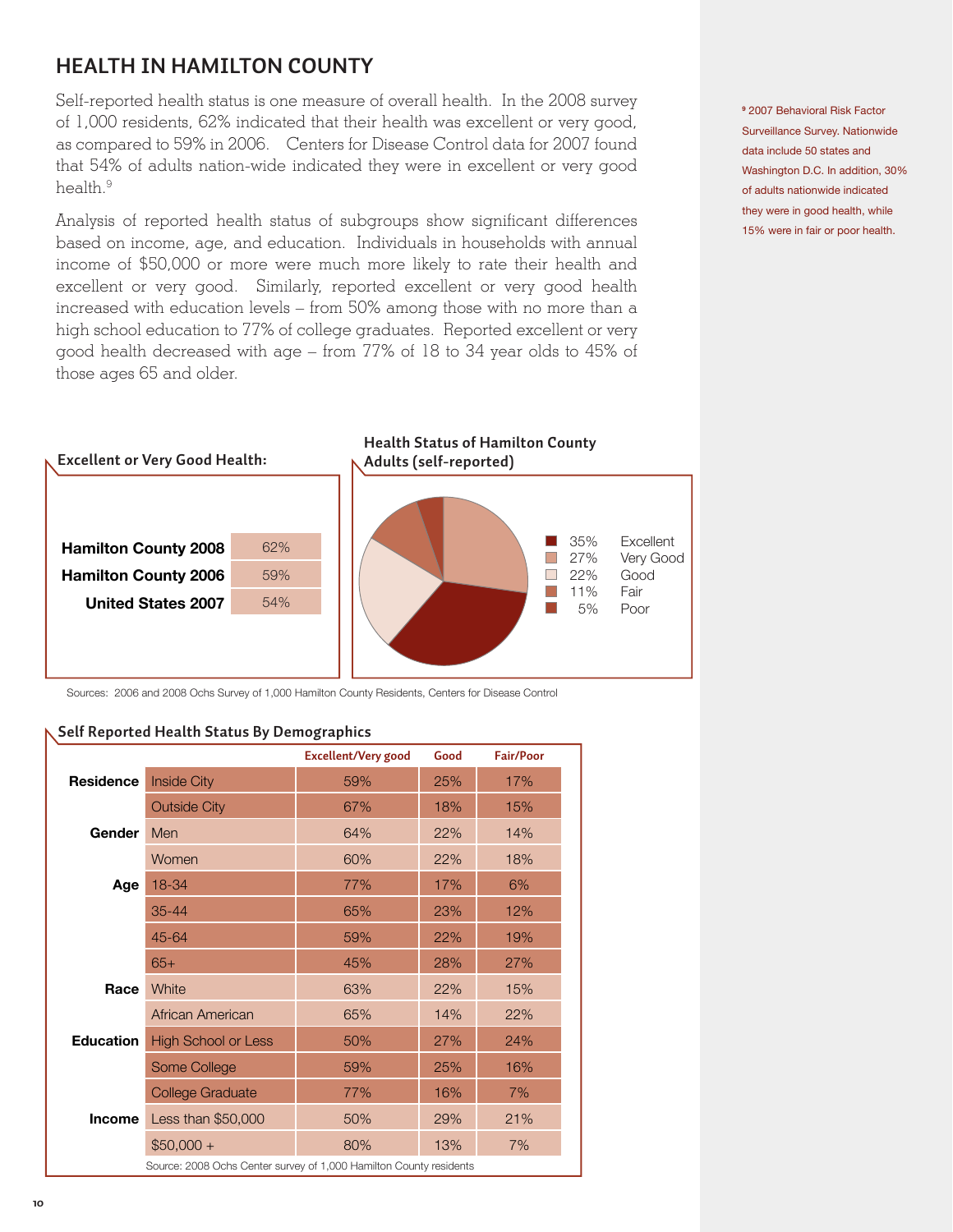## HEALTH IN HAMILTON COUNTY

Self-reported health status is one measure of overall health. In the 2008 survey of 1,000 residents, 62% indicated that their health was excellent or very good, as compared to 59% in 2006. Centers for Disease Control data for 2007 found that 54% of adults nation-wide indicated they were in excellent or very good health.[9]

Analysis of reported health status of subgroups show significant differences based on income, age, and education. Individuals in households with annual income of $50,000 or more were much more likely to rate their health and excellent or very good. Similarly, reported excellent or very good health increased with education levels – from 50% among those with no more than a high school education to 77% of college graduates. Reported excellent or very good health decreased with age – from 77% of 18 to 34 year olds to 45% of those ages 65 and older.

[9] 2007 Behavioral Risk Factor Surveillance Survey. Nationwide data include 50 states and Washington D.C. In addition, 30% of adults nationwide indicated they were in good health, while 15% were in fair or poor health.

**Excellent or Very Good Health:**

| | |
|---|---|
| Hamilton County 2008 | 62% |
| Hamilton County 2006 | 59% |
| United States 2007 | 54% |

**Health Status of Hamilton County Adults (self-reported)**

| | |
|---|---|
| 35% | Excellent |
| 27% | Very Good |
| 22% | Good |
| 11% | Fair |
| 5% | Poor |

Sources: 2006 and 2008 Ochs Survey of 1,000 Hamilton County Residents, Centers for Disease Control

**Self Reported Health Status By Demographics**

| | | Excellent/Very good | Good | Fair/Poor |
|---|---|---|---|---|
| Residence | Inside City | 59% | 25% | 17% |
| | Outside City | 67% | 18% | 15% |
| Gender | Men | 64% | 22% | 14% |
| | Women | 60% | 22% | 18% |
| Age | 18-34 | 77% | 17% | 6% |
| | 35-44 | 65% | 23% | 12% |
| | 45-64 | 59% | 22% | 19% |
| | 65+ | 45% | 28% | 27% |
| Race | White | 63% | 22% | 15% |
| | African American | 65% | 14% | 22% |
| Education | High School or Less | 50% | 27% | 24% |
| | Some College | 59% | 25% | 16% |
| | College Graduate | 77% | 16% | 7% |
| Income | Less than $50,000 | 50% | 29% | 21% |
| | $50,000 + | 80% | 13% | 7% |

Source: 2008 Ochs Center survey of 1,000 Hamilton County residents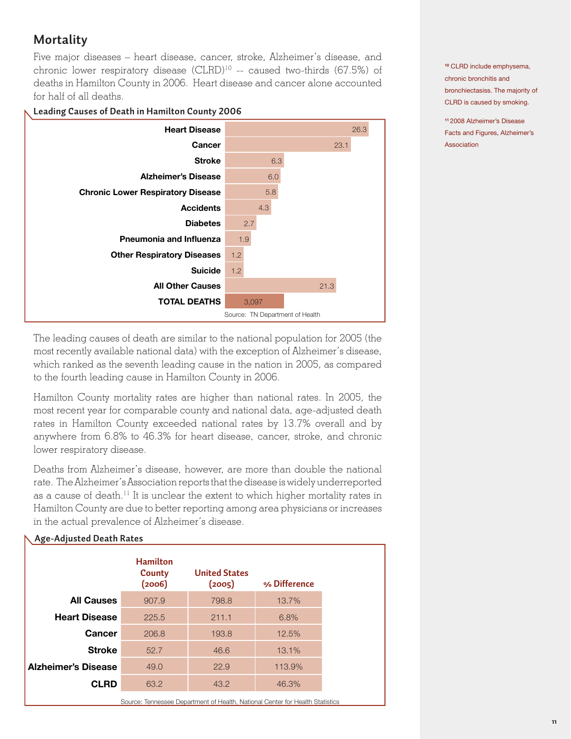## Mortality

Five major diseases – heart disease, cancer, stroke, Alzheimer's disease, and chronic lower respiratory disease (CLRD)[10] -- caused two-thirds (67.5%) of deaths in Hamilton County in 2006. Heart disease and cancer alone accounted for half of all deaths.

**Leading Causes of Death in Hamilton County 2006**

| Cause | Percent |
|---|---|
| Heart Disease | 26.3 |
| Cancer | 23.1 |
| Stroke | 6.3 |
| Alzheimer's Disease | 6.0 |
| Chronic Lower Respiratory Disease | 5.8 |
| Accidents | 4.3 |
| Diabetes | 2.7 |
| Pneumonia and Influenza | 1.9 |
| Other Respiratory Diseases | 1.2 |
| Suicide | 1.2 |
| All Other Causes | 21.3 |
| **TOTAL DEATHS** | 3,097 |

Source: TN Department of Health

The leading causes of death are similar to the national population for 2005 (the most recently available national data) with the exception of Alzheimer's disease, which ranked as the seventh leading cause in the nation in 2005, as compared to the fourth leading cause in Hamilton County in 2006.

Hamilton County mortality rates are higher than national rates. In 2005, the most recent year for comparable county and national data, age-adjusted death rates in Hamilton County exceeded national rates by 13.7% overall and by anywhere from 6.8% to 46.3% for heart disease, cancer, stroke, and chronic lower respiratory disease.

Deaths from Alzheimer's disease, however, are more than double the national rate. The Alzheimer's Association reports that the disease is widely underreported as a cause of death.[11] It is unclear the extent to which higher mortality rates in Hamilton County are due to better reporting among area physicians or increases in the actual prevalence of Alzheimer's disease.

**Age-Adjusted Death Rates**

| | Hamilton County (2006) | United States (2005) | % Difference |
|---|---|---|---|
| **All Causes** | 907.9 | 798.8 | 13.7% |
| **Heart Disease** | 225.5 | 211.1 | 6.8% |
| **Cancer** | 206.8 | 193.8 | 12.5% |
| **Stroke** | 52.7 | 46.6 | 13.1% |
| **Alzheimer's Disease** | 49.0 | 22.9 | 113.9% |
| **CLRD** | 63.2 | 43.2 | 46.3% |

Source: Tennessee Department of Health, National Center for Health Statistics

[10] CLRD include emphysema, chronic bronchitis and bronchiectasiss. The majority of CLRD is caused by smoking.

[11] 2008 Alzheimer's Disease Facts and Figures, Alzheimer's Association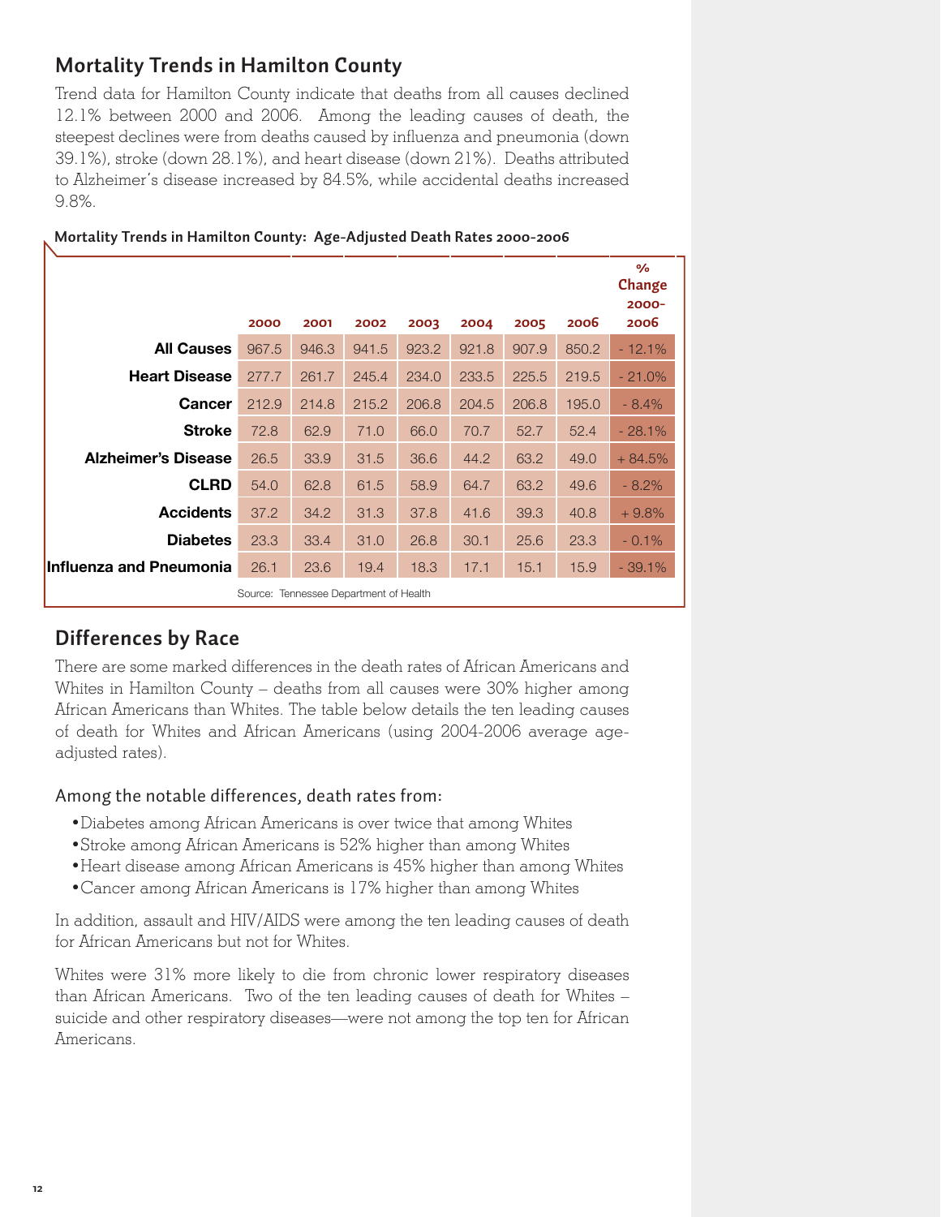## Mortality Trends in Hamilton County

Trend data for Hamilton County indicate that deaths from all causes declined 12.1% between 2000 and 2006. Among the leading causes of death, the steepest declines were from deaths caused by influenza and pneumonia (down 39.1%), stroke (down 28.1%), and heart disease (down 21%). Deaths attributed to Alzheimer's disease increased by 84.5%, while accidental deaths increased 9.8%.

**Mortality Trends in Hamilton County: Age-Adjusted Death Rates 2000-2006**

| | 2000 | 2001 | 2002 | 2003 | 2004 | 2005 | 2006 | % Change 2000-2006 |
|---|---|---|---|---|---|---|---|---|
| **All Causes** | 967.5 | 946.3 | 941.5 | 923.2 | 921.8 | 907.9 | 850.2 | - 12.1% |
| **Heart Disease** | 277.7 | 261.7 | 245.4 | 234.0 | 233.5 | 225.5 | 219.5 | - 21.0% |
| **Cancer** | 212.9 | 214.8 | 215.2 | 206.8 | 204.5 | 206.8 | 195.0 | - 8.4% |
| **Stroke** | 72.8 | 62.9 | 71.0 | 66.0 | 70.7 | 52.7 | 52.4 | - 28.1% |
| **Alzheimer's Disease** | 26.5 | 33.9 | 31.5 | 36.6 | 44.2 | 63.2 | 49.0 | + 84.5% |
| **CLRD** | 54.0 | 62.8 | 61.5 | 58.9 | 64.7 | 63.2 | 49.6 | - 8.2% |
| **Accidents** | 37.2 | 34.2 | 31.3 | 37.8 | 41.6 | 39.3 | 40.8 | + 9.8% |
| **Diabetes** | 23.3 | 33.4 | 31.0 | 26.8 | 30.1 | 25.6 | 23.3 | - 0.1% |
| **Influenza and Pneumonia** | 26.1 | 23.6 | 19.4 | 18.3 | 17.1 | 15.1 | 15.9 | - 39.1% |

Source: Tennessee Department of Health

## Differences by Race

There are some marked differences in the death rates of African Americans and Whites in Hamilton County – deaths from all causes were 30% higher among African Americans than Whites. The table below details the ten leading causes of death for Whites and African Americans (using 2004-2006 average age-adjusted rates).

### Among the notable differences, death rates from:

- Diabetes among African Americans is over twice that among Whites
- Stroke among African Americans is 52% higher than among Whites
- Heart disease among African Americans is 45% higher than among Whites
- Cancer among African Americans is 17% higher than among Whites

In addition, assault and HIV/AIDS were among the ten leading causes of death for African Americans but not for Whites.

Whites were 31% more likely to die from chronic lower respiratory diseases than African Americans. Two of the ten leading causes of death for Whites – suicide and other respiratory diseases—were not among the top ten for African Americans.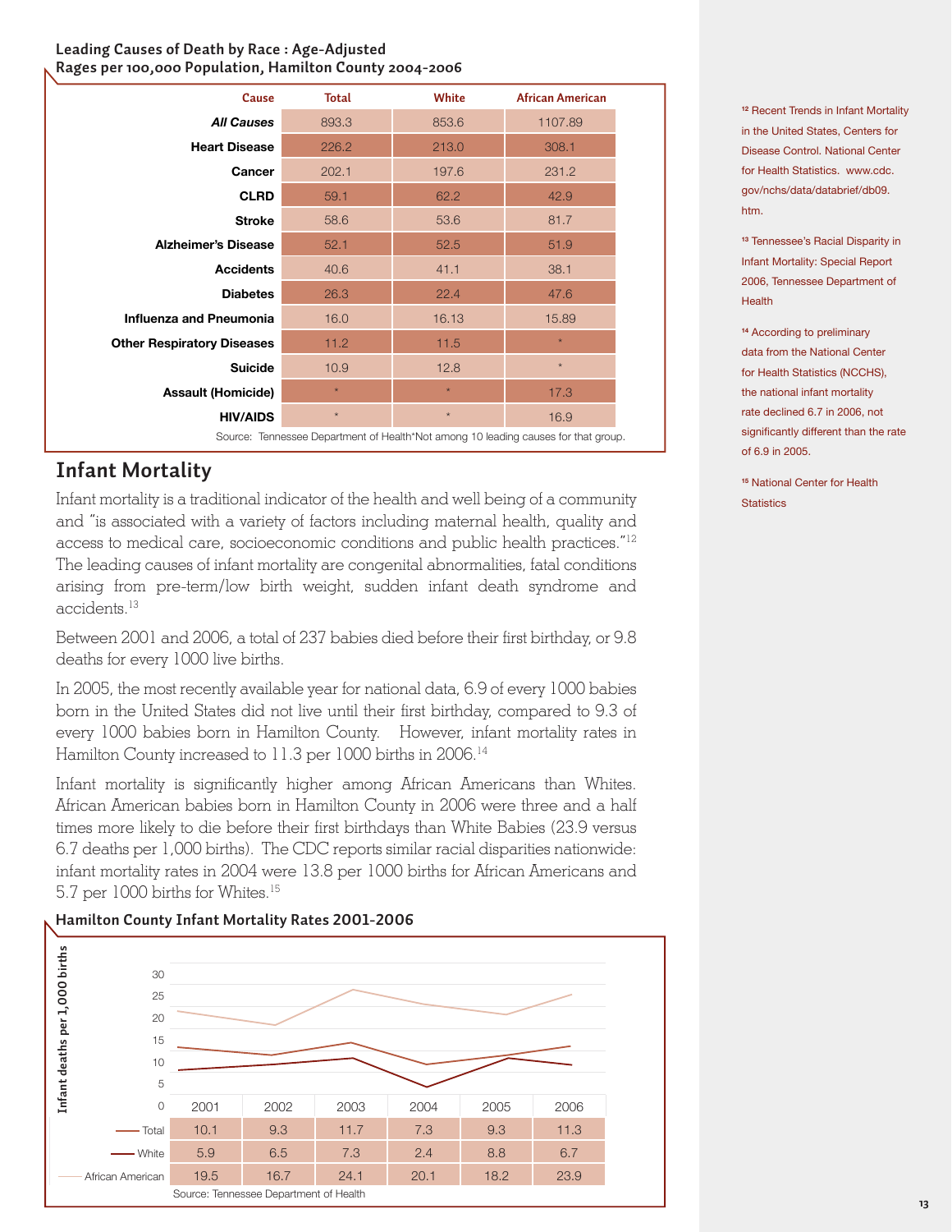**Leading Causes of Death by Race : Age-Adjusted Rages per 100,000 Population, Hamilton County 2004-2006**

| Cause | Total | White | African American |
|---|---|---|---|
| ***All Causes*** | 893.3 | 853.6 | 1107.89 |
| **Heart Disease** | 226.2 | 213.0 | 308.1 |
| **Cancer** | 202.1 | 197.6 | 231.2 |
| **CLRD** | 59.1 | 62.2 | 42.9 |
| **Stroke** | 58.6 | 53.6 | 81.7 |
| **Alzheimer's Disease** | 52.1 | 52.5 | 51.9 |
| **Accidents** | 40.6 | 41.1 | 38.1 |
| **Diabetes** | 26.3 | 22.4 | 47.6 |
| **Influenza and Pneumonia** | 16.0 | 16.13 | 15.89 |
| **Other Respiratory Diseases** | 11.2 | 11.5 | * |
| **Suicide** | 10.9 | 12.8 | * |
| **Assault (Homicide)** | * | * | 17.3 |
| **HIV/AIDS** | * | * | 16.9 |

Source: Tennessee Department of Health*Not among 10 leading causes for that group.

## Infant Mortality

Infant mortality is a traditional indicator of the health and well being of a community and "is associated with a variety of factors including maternal health, quality and access to medical care, socioeconomic conditions and public health practices."[12] The leading causes of infant mortality are congenital abnormalities, fatal conditions arising from pre-term/low birth weight, sudden infant death syndrome and accidents.[13]

Between 2001 and 2006, a total of 237 babies died before their first birthday, or 9.8 deaths for every 1000 live births.

In 2005, the most recently available year for national data, 6.9 of every 1000 babies born in the United States did not live until their first birthday, compared to 9.3 of every 1000 babies born in Hamilton County. However, infant mortality rates in Hamilton County increased to 11.3 per 1000 births in 2006.[14]

Infant mortality is significantly higher among African Americans than Whites. African American babies born in Hamilton County in 2006 were three and a half times more likely to die before their first birthdays than White Babies (23.9 versus 6.7 deaths per 1,000 births). The CDC reports similar racial disparities nationwide: infant mortality rates in 2004 were 13.8 per 1000 births for African Americans and 5.7 per 1000 births for Whites.[15]

**Hamilton County Infant Mortality Rates 2001-2006**

Infant deaths per 1,000 births

| | 2001 | 2002 | 2003 | 2004 | 2005 | 2006 |
|---|---|---|---|---|---|---|
| Total | 10.1 | 9.3 | 11.7 | 7.3 | 9.3 | 11.3 |
| White | 5.9 | 6.5 | 7.3 | 2.4 | 8.8 | 6.7 |
| African American | 19.5 | 16.7 | 24.1 | 20.1 | 18.2 | 23.9 |

Source: Tennessee Department of Health

[12] Recent Trends in Infant Mortality in the United States, Centers for Disease Control. National Center for Health Statistics. www.cdc.gov/nchs/data/databrief/db09.htm.

[13] Tennessee's Racial Disparity in Infant Mortality: Special Report 2006, Tennessee Department of Health

[14] According to preliminary data from the National Center for Health Statistics (NCCHS), the national infant mortality rate declined 6.7 in 2006, not significantly different than the rate of 6.9 in 2005.

[15] National Center for Health Statistics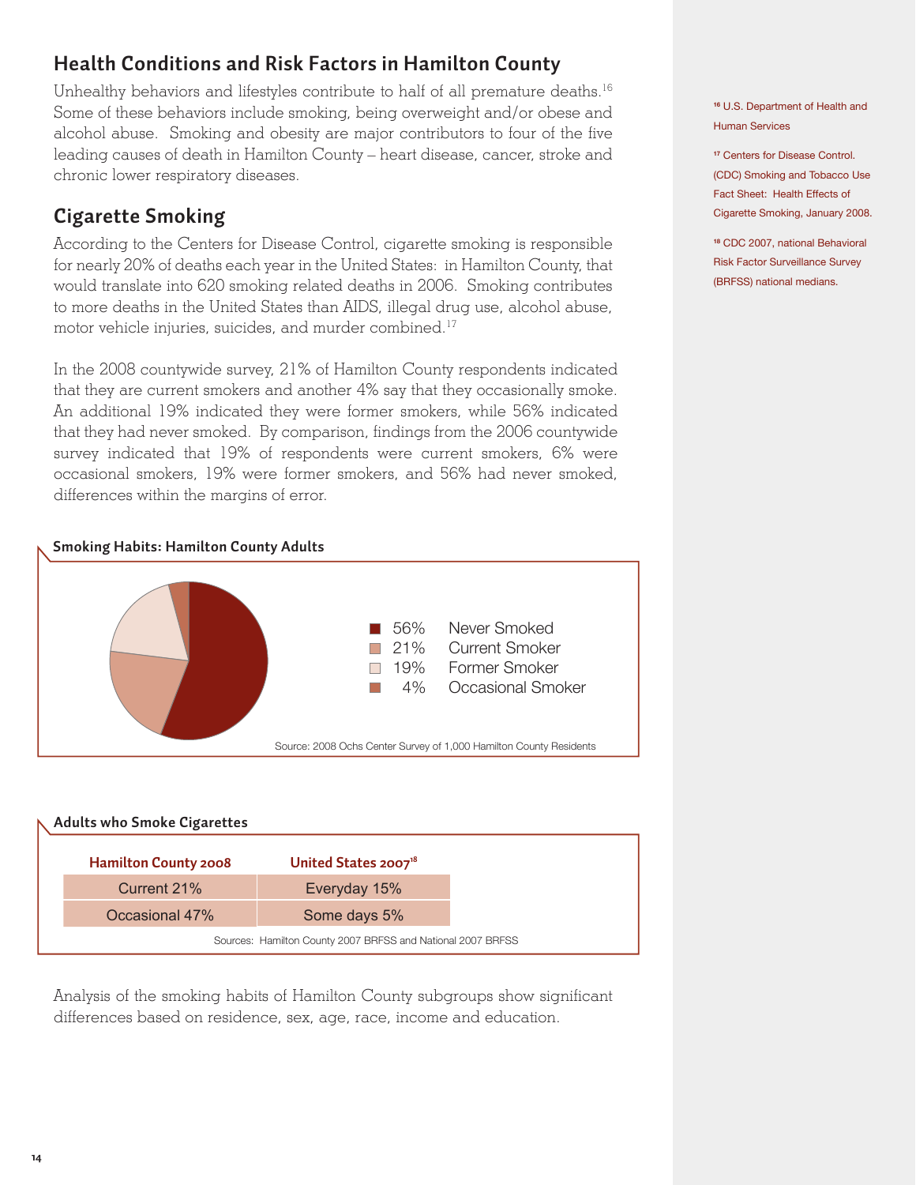## Health Conditions and Risk Factors in Hamilton County

Unhealthy behaviors and lifestyles contribute to half of all premature deaths.[16] Some of these behaviors include smoking, being overweight and/or obese and alcohol abuse. Smoking and obesity are major contributors to four of the five leading causes of death in Hamilton County – heart disease, cancer, stroke and chronic lower respiratory diseases.

## Cigarette Smoking

According to the Centers for Disease Control, cigarette smoking is responsible for nearly 20% of deaths each year in the United States: in Hamilton County, that would translate into 620 smoking related deaths in 2006. Smoking contributes to more deaths in the United States than AIDS, illegal drug use, alcohol abuse, motor vehicle injuries, suicides, and murder combined.[17]

In the 2008 countywide survey, 21% of Hamilton County respondents indicated that they are current smokers and another 4% say that they occasionally smoke. An additional 19% indicated they were former smokers, while 56% indicated that they had never smoked. By comparison, findings from the 2006 countywide survey indicated that 19% of respondents were current smokers, 6% were occasional smokers, 19% were former smokers, and 56% had never smoked, differences within the margins of error.

**Smoking Habits: Hamilton County Adults**

| | |
|---|---|
| 56% | Never Smoked |
| 21% | Current Smoker |
| 19% | Former Smoker |
| 4% | Occasional Smoker |

Source: 2008 Ochs Center Survey of 1,000 Hamilton County Residents

**Adults who Smoke Cigarettes**

| Hamilton County 2008 | United States 2007[18] |
|---|---|
| Current 21% | Everyday 15% |
| Occasional 47% | Some days 5% |

Sources: Hamilton County 2007 BRFSS and National 2007 BRFSS

Analysis of the smoking habits of Hamilton County subgroups show significant differences based on residence, sex, age, race, income and education.

[16] U.S. Department of Health and Human Services

[17] Centers for Disease Control. (CDC) Smoking and Tobacco Use Fact Sheet: Health Effects of Cigarette Smoking, January 2008.

[18] CDC 2007, national Behavioral Risk Factor Surveillance Survey (BRFSS) national medians.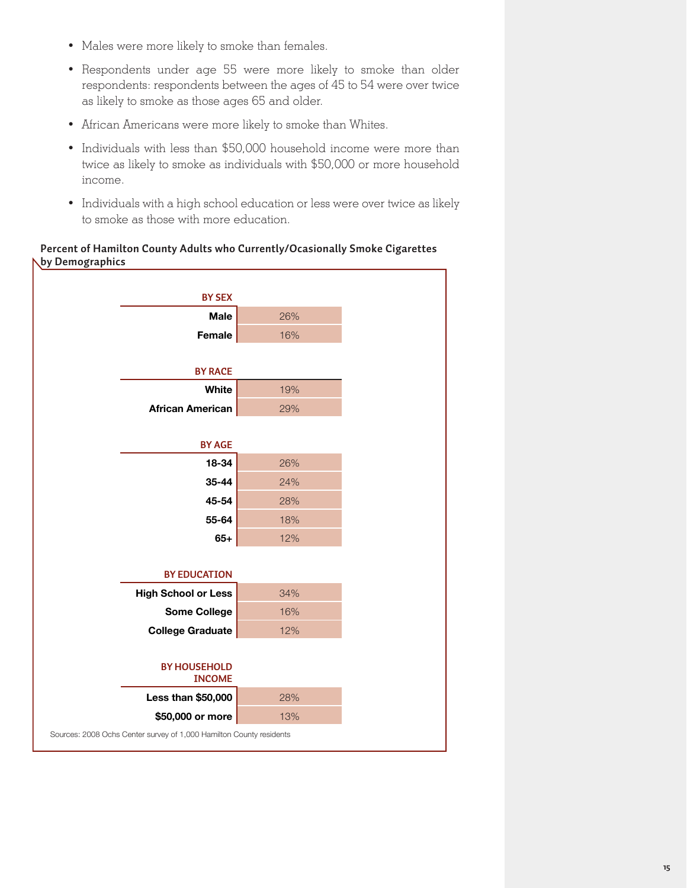- Males were more likely to smoke than females.
- Respondents under age 55 were more likely to smoke than older respondents: respondents between the ages of 45 to 54 were over twice as likely to smoke as those ages 65 and older.
- African Americans were more likely to smoke than Whites.
- Individuals with less than $50,000 household income were more than twice as likely to smoke as individuals with $50,000 or more household income.
- Individuals with a high school education or less were over twice as likely to smoke as those with more education.

**Percent of Hamilton County Adults who Currently/Ocasionally Smoke Cigarettes by Demographics**

| | |
|---|---|
| **BY SEX** | |
| Male | 26% |
| Female | 16% |
| **BY RACE** | |
| White | 19% |
| African American | 29% |
| **BY AGE** | |
| 18-34 | 26% |
| 35-44 | 24% |
| 45-54 | 28% |
| 55-64 | 18% |
| 65+ | 12% |
| **BY EDUCATION** | |
| High School or Less | 34% |
| Some College | 16% |
| College Graduate | 12% |
| **BY HOUSEHOLD INCOME** | |
| Less than $50,000 | 28% |
| $50,000 or more | 13% |

Sources: 2008 Ochs Center survey of 1,000 Hamilton County residents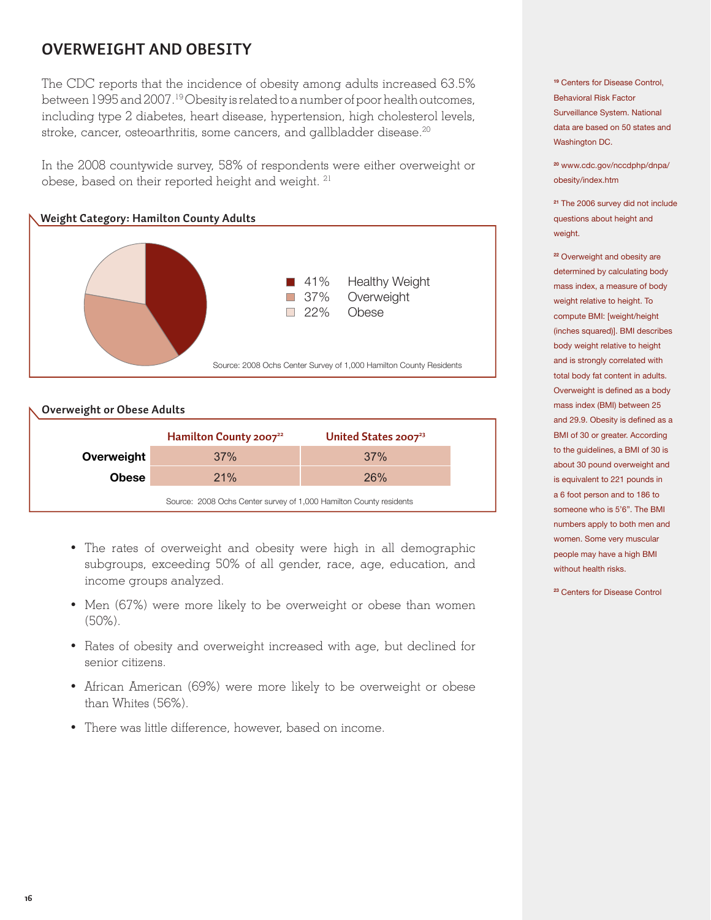## OVERWEIGHT AND OBESITY

The CDC reports that the incidence of obesity among adults increased 63.5% between 1995 and 2007.[19] Obesity is related to a number of poor health outcomes, including type 2 diabetes, heart disease, hypertension, high cholesterol levels, stroke, cancer, osteoarthritis, some cancers, and gallbladder disease.[20]

In the 2008 countywide survey, 58% of respondents were either overweight or obese, based on their reported height and weight. [21]

### Weight Category: Hamilton County Adults

| Percent | Category |
|---|---|
| 41% | Healthy Weight |
| 37% | Overweight |
| 22% | Obese |

Source: 2008 Ochs Center Survey of 1,000 Hamilton County Residents

### Overweight or Obese Adults

| | Hamilton County 2007[22] | United States 2007[23] |
|---|---|---|
| **Overweight** | 37% | 37% |
| **Obese** | 21% | 26% |

Source: 2008 Ochs Center survey of 1,000 Hamilton County residents

- The rates of overweight and obesity were high in all demographic subgroups, exceeding 50% of all gender, race, age, education, and income groups analyzed.
- Men (67%) were more likely to be overweight or obese than women (50%).
- Rates of obesity and overweight increased with age, but declined for senior citizens.
- African American (69%) were more likely to be overweight or obese than Whites (56%).
- There was little difference, however, based on income.

---

[19] Centers for Disease Control, Behavioral Risk Factor Surveillance System. National data are based on 50 states and Washington DC.

[20] www.cdc.gov/nccdphp/dnpa/obesity/index.htm

[21] The 2006 survey did not include questions about height and weight.

[22] Overweight and obesity are determined by calculating body mass index, a measure of body weight relative to height. To compute BMI: [weight/height (inches squared)]. BMI describes body weight relative to height and is strongly correlated with total body fat content in adults. Overweight is defined as a body mass index (BMI) between 25 and 29.9. Obesity is defined as a BMI of 30 or greater. According to the guidelines, a BMI of 30 is about 30 pound overweight and is equivalent to 221 pounds in a 6 foot person and to 186 to someone who is 5'6". The BMI numbers apply to both men and women. Some very muscular people may have a high BMI without health risks.

[23] Centers for Disease Control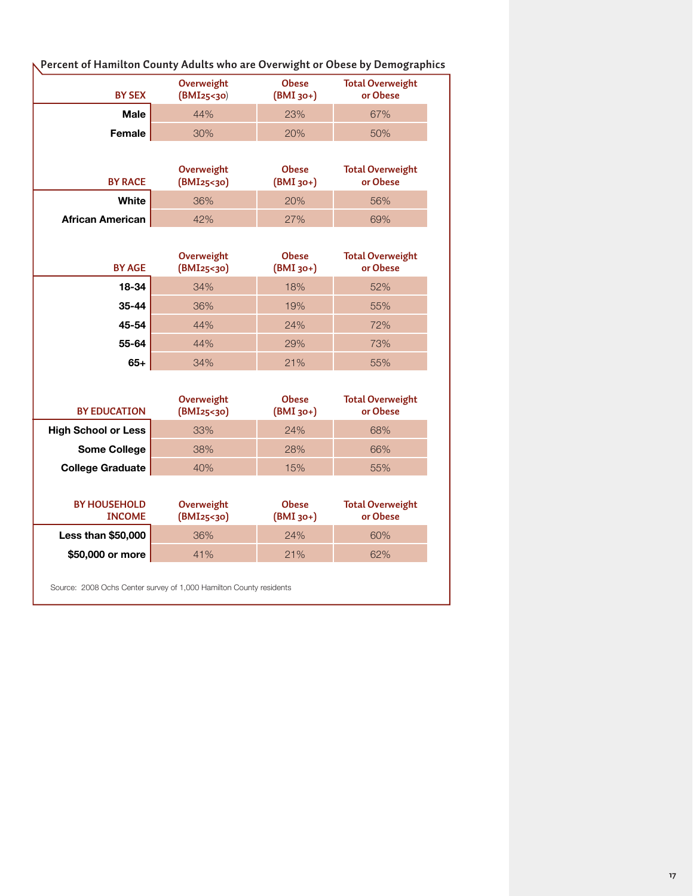**Percent of Hamilton County Adults who are Overweight or Obese by Demographics**

| BY SEX | Overweight (BMI25<30) | Obese (BMI 30+) | Total Overweight or Obese |
|---|---|---|---|
| Male | 44% | 23% | 67% |
| Female | 30% | 20% | 50% |

| BY RACE | Overweight (BMI25<30) | Obese (BMI 30+) | Total Overweight or Obese |
|---|---|---|---|
| White | 36% | 20% | 56% |
| African American | 42% | 27% | 69% |

| BY AGE | Overweight (BMI25<30) | Obese (BMI 30+) | Total Overweight or Obese |
|---|---|---|---|
| 18-34 | 34% | 18% | 52% |
| 35-44 | 36% | 19% | 55% |
| 45-54 | 44% | 24% | 72% |
| 55-64 | 44% | 29% | 73% |
| 65+ | 34% | 21% | 55% |

| BY EDUCATION | Overweight (BMI25<30) | Obese (BMI 30+) | Total Overweight or Obese |
|---|---|---|---|
| High School or Less | 33% | 24% | 68% |
| Some College | 38% | 28% | 66% |
| College Graduate | 40% | 15% | 55% |

| BY HOUSEHOLD INCOME | Overweight (BMI25<30) | Obese (BMI 30+) | Total Overweight or Obese |
|---|---|---|---|
| Less than $50,000 | 36% | 24% | 60% |
| $50,000 or more | 41% | 21% | 62% |

Source: 2008 Ochs Center survey of 1,000 Hamilton County residents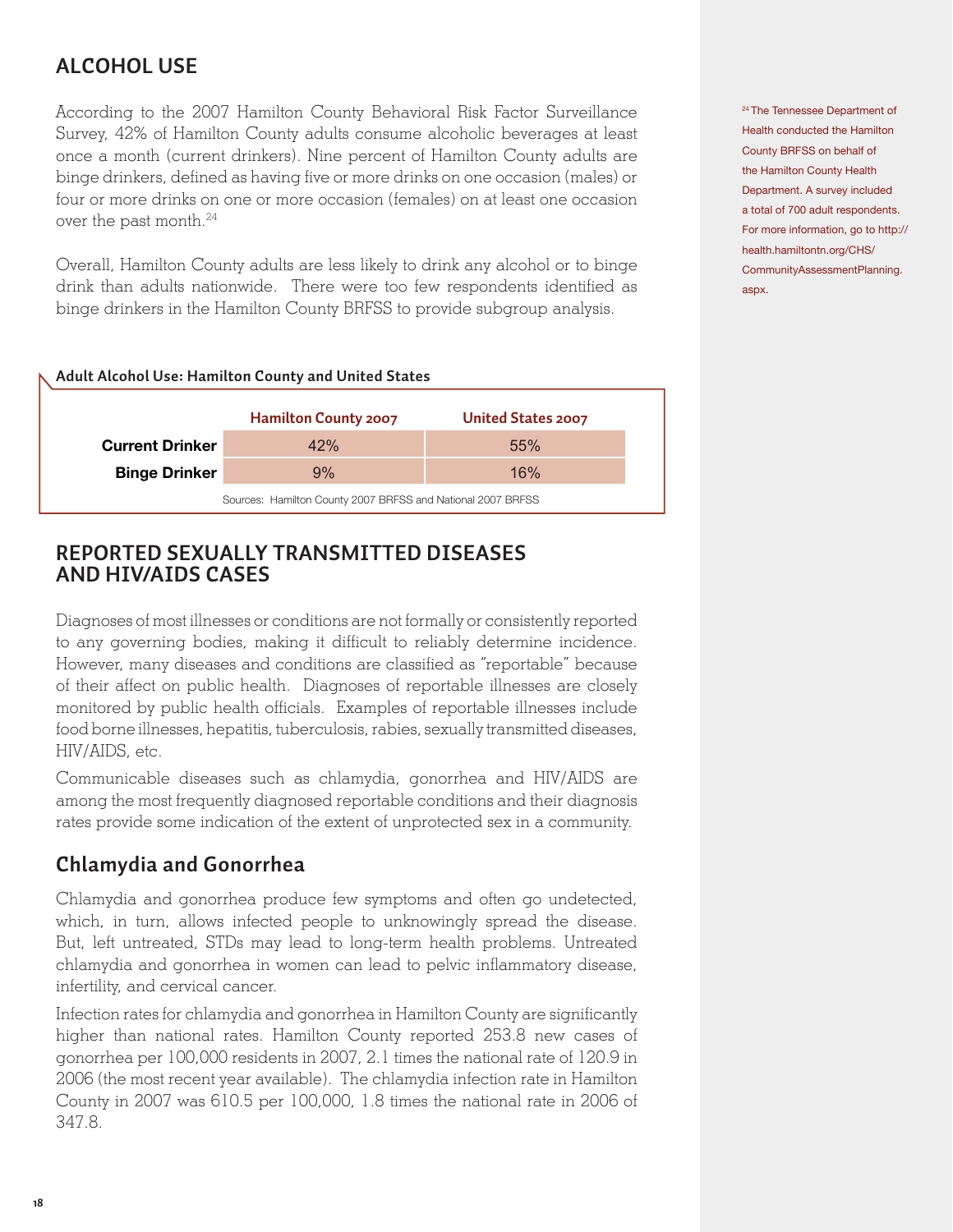## ALCOHOL USE

According to the 2007 Hamilton County Behavioral Risk Factor Surveillance Survey, 42% of Hamilton County adults consume alcoholic beverages at least once a month (current drinkers). Nine percent of Hamilton County adults are binge drinkers, defined as having five or more drinks on one occasion (males) or four or more drinks on one or more occasion (females) on at least one occasion over the past month.[24]

Overall, Hamilton County adults are less likely to drink any alcohol or to binge drink than adults nationwide. There were too few respondents identified as binge drinkers in the Hamilton County BRFSS to provide subgroup analysis.

[24] The Tennessee Department of Health conducted the Hamilton County BRFSS on behalf of the Hamilton County Health Department. A survey included a total of 700 adult respondents. For more information, go to http://health.hamiltontn.org/CHS/CommunityAssessmentPlanning.aspx.

**Adult Alcohol Use: Hamilton County and United States**

| | Hamilton County 2007 | United States 2007 |
|---|---|---|
| **Current Drinker** | 42% | 55% |
| **Binge Drinker** | 9% | 16% |

Sources: Hamilton County 2007 BRFSS and National 2007 BRFSS

## REPORTED SEXUALLY TRANSMITTED DISEASES AND HIV/AIDS CASES

Diagnoses of most illnesses or conditions are not formally or consistently reported to any governing bodies, making it difficult to reliably determine incidence. However, many diseases and conditions are classified as "reportable" because of their affect on public health. Diagnoses of reportable illnesses are closely monitored by public health officials. Examples of reportable illnesses include food borne illnesses, hepatitis, tuberculosis, rabies, sexually transmitted diseases, HIV/AIDS, etc.

Communicable diseases such as chlamydia, gonorrhea and HIV/AIDS are among the most frequently diagnosed reportable conditions and their diagnosis rates provide some indication of the extent of unprotected sex in a community.

### Chlamydia and Gonorrhea

Chlamydia and gonorrhea produce few symptoms and often go undetected, which, in turn, allows infected people to unknowingly spread the disease. But, left untreated, STDs may lead to long-term health problems. Untreated chlamydia and gonorrhea in women can lead to pelvic inflammatory disease, infertility, and cervical cancer.

Infection rates for chlamydia and gonorrhea in Hamilton County are significantly higher than national rates. Hamilton County reported 253.8 new cases of gonorrhea per 100,000 residents in 2007, 2.1 times the national rate of 120.9 in 2006 (the most recent year available). The chlamydia infection rate in Hamilton County in 2007 was 610.5 per 100,000, 1.8 times the national rate in 2006 of 347.8.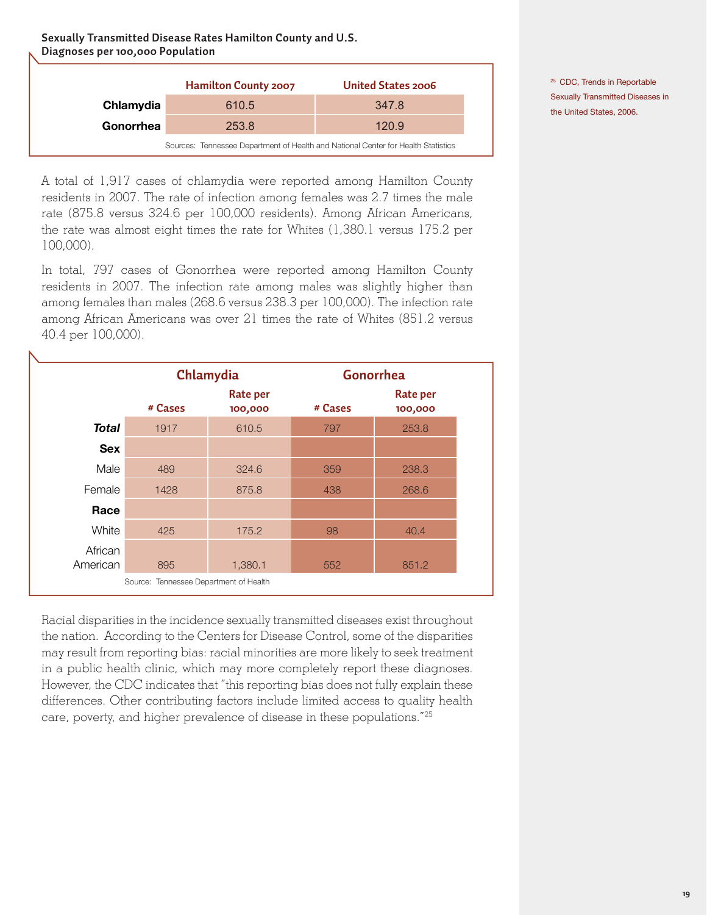**Sexually Transmitted Disease Rates Hamilton County and U.S. Diagnoses per 100,000 Population**

| | Hamilton County 2007 | United States 2006 |
|---|---|---|
| **Chlamydia** | 610.5 | 347.8 |
| **Gonorrhea** | 253.8 | 120.9 |

Sources: Tennessee Department of Health and National Center for Health Statistics

A total of 1,917 cases of chlamydia were reported among Hamilton County residents in 2007. The rate of infection among females was 2.7 times the male rate (875.8 versus 324.6 per 100,000 residents). Among African Americans, the rate was almost eight times the rate for Whites (1,380.1 versus 175.2 per 100,000).

In total, 797 cases of Gonorrhea were reported among Hamilton County residents in 2007. The infection rate among males was slightly higher than among females than males (268.6 versus 238.3 per 100,000). The infection rate among African Americans was over 21 times the rate of Whites (851.2 versus 40.4 per 100,000).

| | Chlamydia | | Gonorrhea | |
|---|---|---|---|---|
| | # Cases | Rate per 100,000 | # Cases | Rate per 100,000 |
| ***Total*** | 1917 | 610.5 | 797 | 253.8 |
| **Sex** | | | | |
| Male | 489 | 324.6 | 359 | 238.3 |
| Female | 1428 | 875.8 | 438 | 268.6 |
| **Race** | | | | |
| White | 425 | 175.2 | 98 | 40.4 |
| African American | 895 | 1,380.1 | 552 | 851.2 |

Source: Tennessee Department of Health

Racial disparities in the incidence sexually transmitted diseases exist throughout the nation. According to the Centers for Disease Control, some of the disparities may result from reporting bias: racial minorities are more likely to seek treatment in a public health clinic, which may more completely report these diagnoses. However, the CDC indicates that "this reporting bias does not fully explain these differences. Other contributing factors include limited access to quality health care, poverty, and higher prevalence of disease in these populations."[25]

[25] CDC, Trends in Reportable Sexually Transmitted Diseases in the United States, 2006.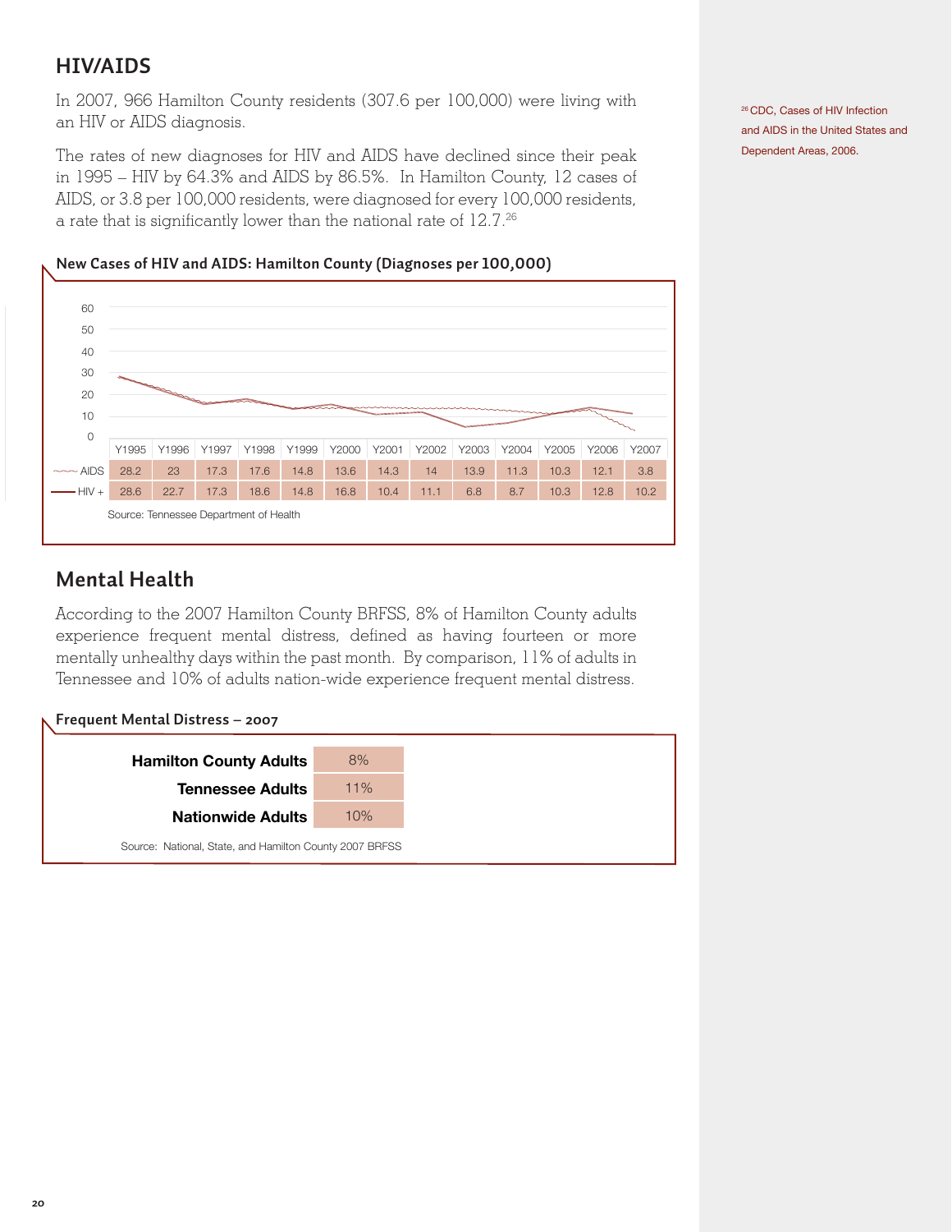## HIV/AIDS

In 2007, 966 Hamilton County residents (307.6 per 100,000) were living with an HIV or AIDS diagnosis.

The rates of new diagnoses for HIV and AIDS have declined since their peak in 1995 – HIV by 64.3% and AIDS by 86.5%. In Hamilton County, 12 cases of AIDS, or 3.8 per 100,000 residents, were diagnosed for every 100,000 residents, a rate that is significantly lower than the national rate of 12.7.[26]

[26] CDC, Cases of HIV Infection and AIDS in the United States and Dependent Areas, 2006.

**New Cases of HIV and AIDS: Hamilton County (Diagnoses per 100,000)**

| | Y1995 | Y1996 | Y1997 | Y1998 | Y1999 | Y2000 | Y2001 | Y2002 | Y2003 | Y2004 | Y2005 | Y2006 | Y2007 |
|---|---|---|---|---|---|---|---|---|---|---|---|---|---|
| AIDS | 28.2 | 23 | 17.3 | 17.6 | 14.8 | 13.6 | 14.3 | 14 | 13.9 | 11.3 | 10.3 | 12.1 | 3.8 |
| HIV + | 28.6 | 22.7 | 17.3 | 18.6 | 14.8 | 16.8 | 10.4 | 11.1 | 6.8 | 8.7 | 10.3 | 12.8 | 10.2 |

Source: Tennessee Department of Health

## Mental Health

According to the 2007 Hamilton County BRFSS, 8% of Hamilton County adults experience frequent mental distress, defined as having fourteen or more mentally unhealthy days within the past month. By comparison, 11% of adults in Tennessee and 10% of adults nation-wide experience frequent mental distress.

**Frequent Mental Distress – 2007**

| | |
|---|---|
| **Hamilton County Adults** | 8% |
| **Tennessee Adults** | 11% |
| **Nationwide Adults** | 10% |

Source: National, State, and Hamilton County 2007 BRFSS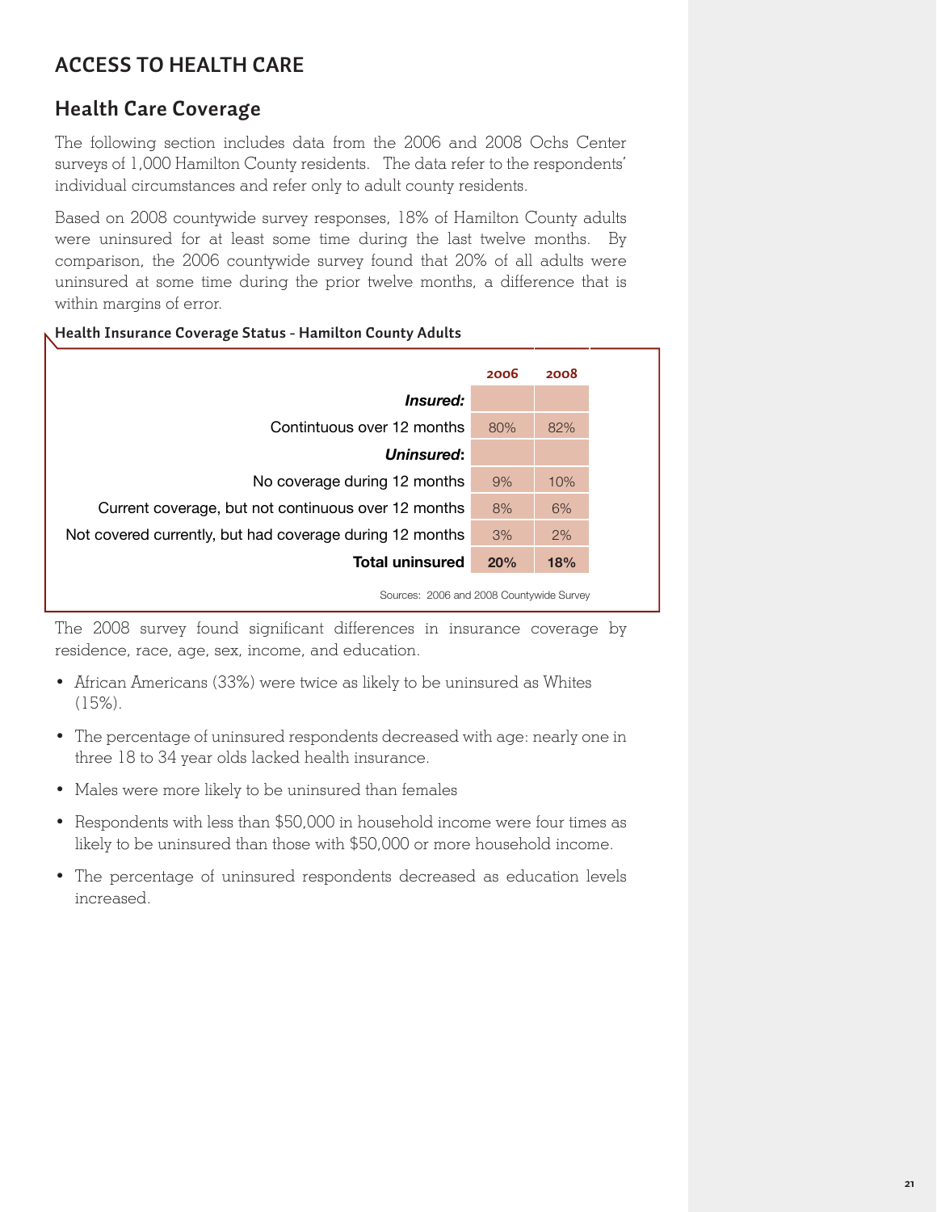# ACCESS TO HEALTH CARE

## Health Care Coverage

The following section includes data from the 2006 and 2008 Ochs Center surveys of 1,000 Hamilton County residents. The data refer to the respondents' individual circumstances and refer only to adult county residents.

Based on 2008 countywide survey responses, 18% of Hamilton County adults were uninsured for at least some time during the last twelve months. By comparison, the 2006 countywide survey found that 20% of all adults were uninsured at some time during the prior twelve months, a difference that is within margins of error.

**Health Insurance Coverage Status - Hamilton County Adults**

| | 2006 | 2008 |
|---|---|---|
| ***Insured:*** | | |
| Contintuous over 12 months | 80% | 82% |
| ***Uninsured:*** | | |
| No coverage during 12 months | 9% | 10% |
| Current coverage, but not continuous over 12 months | 8% | 6% |
| Not covered currently, but had coverage during 12 months | 3% | 2% |
| **Total uninsured** | **20%** | **18%** |

Sources: 2006 and 2008 Countywide Survey

The 2008 survey found significant differences in insurance coverage by residence, race, age, sex, income, and education.

- African Americans (33%) were twice as likely to be uninsured as Whites (15%).
- The percentage of uninsured respondents decreased with age: nearly one in three 18 to 34 year olds lacked health insurance.
- Males were more likely to be uninsured than females
- Respondents with less than $50,000 in household income were four times as likely to be uninsured than those with $50,000 or more household income.
- The percentage of uninsured respondents decreased as education levels increased.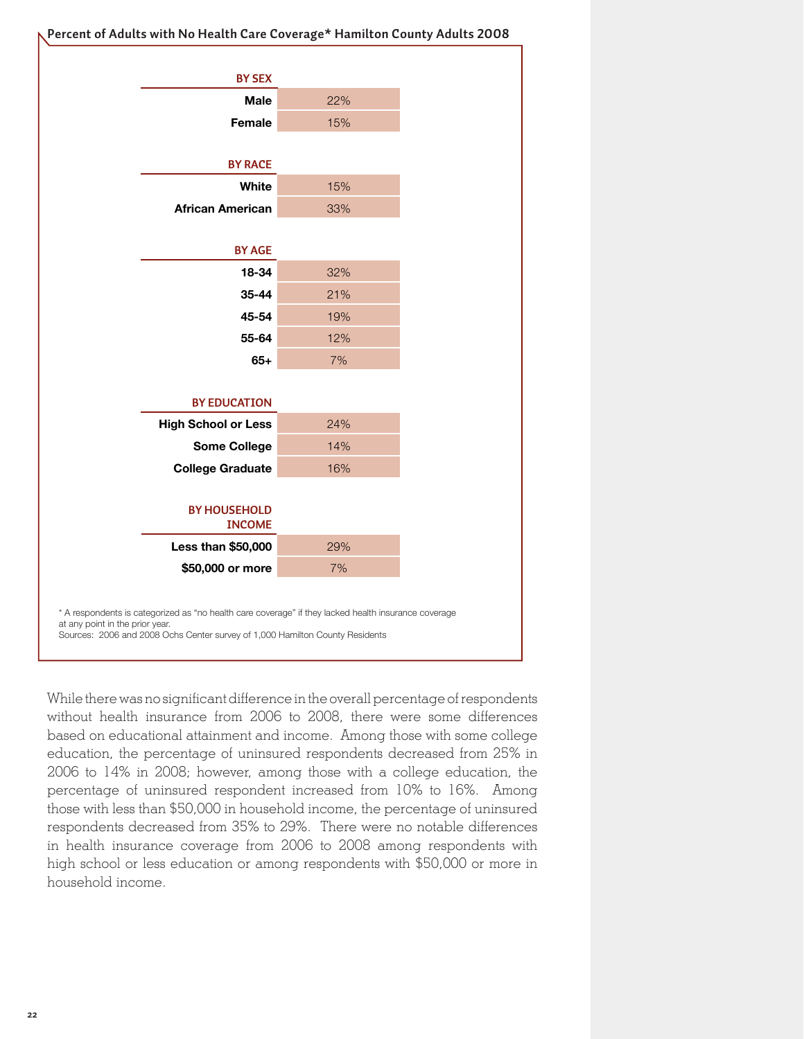**Percent of Adults with No Health Care Coverage* Hamilton County Adults 2008**

| | |
|---|---|
| **BY SEX** | |
| Male | 22% |
| Female | 15% |
| **BY RACE** | |
| White | 15% |
| African American | 33% |
| **BY AGE** | |
| 18-34 | 32% |
| 35-44 | 21% |
| 45-54 | 19% |
| 55-64 | 12% |
| 65+ | 7% |
| **BY EDUCATION** | |
| High School or Less | 24% |
| Some College | 14% |
| College Graduate | 16% |
| **BY HOUSEHOLD INCOME** | |
| Less than $50,000 | 29% |
| $50,000 or more | 7% |

* A respondents is categorized as "no health care coverage" if they lacked health insurance coverage at any point in the prior year.
Sources: 2006 and 2008 Ochs Center survey of 1,000 Hamilton County Residents

While there was no significant difference in the overall percentage of respondents without health insurance from 2006 to 2008, there were some differences based on educational attainment and income. Among those with some college education, the percentage of uninsured respondents decreased from 25% in 2006 to 14% in 2008; however, among those with a college education, the percentage of uninsured respondent increased from 10% to 16%. Among those with less than $50,000 in household income, the percentage of uninsured respondents decreased from 35% to 29%. There were no notable differences in health insurance coverage from 2006 to 2008 among respondents with high school or less education or among respondents with $50,000 or more in household income.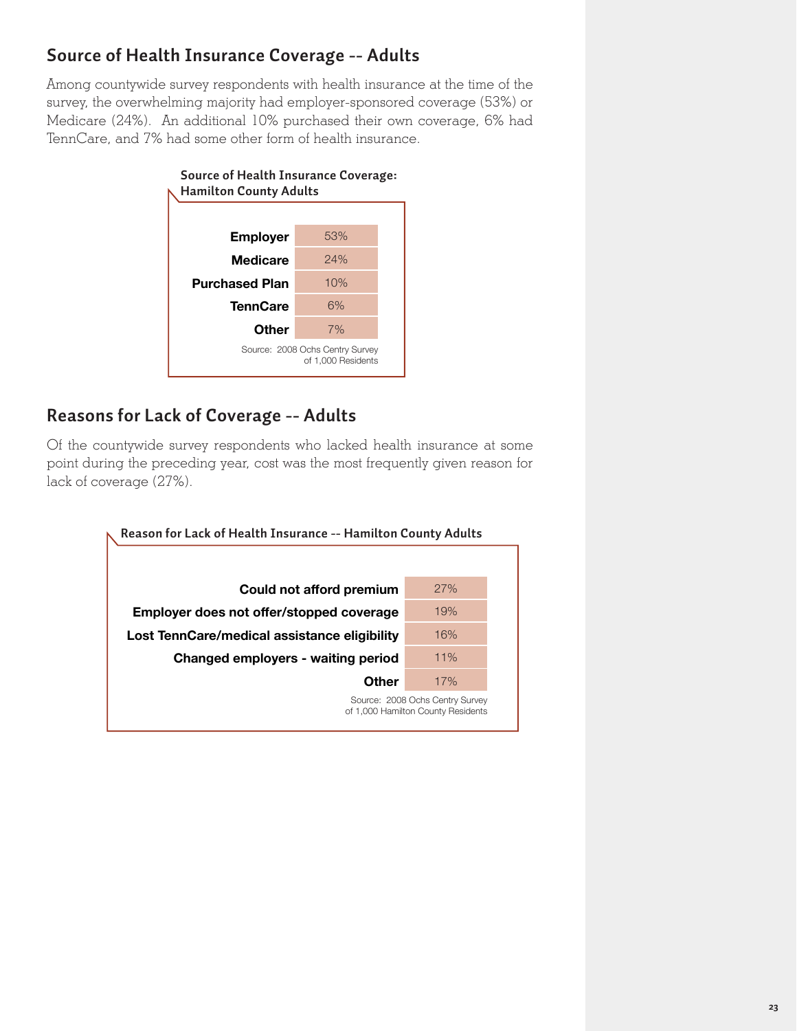## Source of Health Insurance Coverage -- Adults

Among countywide survey respondents with health insurance at the time of the survey, the overwhelming majority had employer-sponsored coverage (53%) or Medicare (24%). An additional 10% purchased their own coverage, 6% had TennCare, and 7% had some other form of health insurance.

**Source of Health Insurance Coverage: Hamilton County Adults**

| Source | Percent |
|---|---|
| **Employer** | 53% |
| **Medicare** | 24% |
| **Purchased Plan** | 10% |
| **TennCare** | 6% |
| **Other** | 7% |

Source: 2008 Ochs Centry Survey of 1,000 Residents

## Reasons for Lack of Coverage -- Adults

Of the countywide survey respondents who lacked health insurance at some point during the preceding year, cost was the most frequently given reason for lack of coverage (27%).

**Reason for Lack of Health Insurance -- Hamilton County Adults**

| Reason | Percent |
|---|---|
| **Could not afford premium** | 27% |
| **Employer does not offer/stopped coverage** | 19% |
| **Lost TennCare/medical assistance eligibility** | 16% |
| **Changed employers - waiting period** | 11% |
| **Other** | 17% |

Source: 2008 Ochs Centry Survey of 1,000 Hamilton County Residents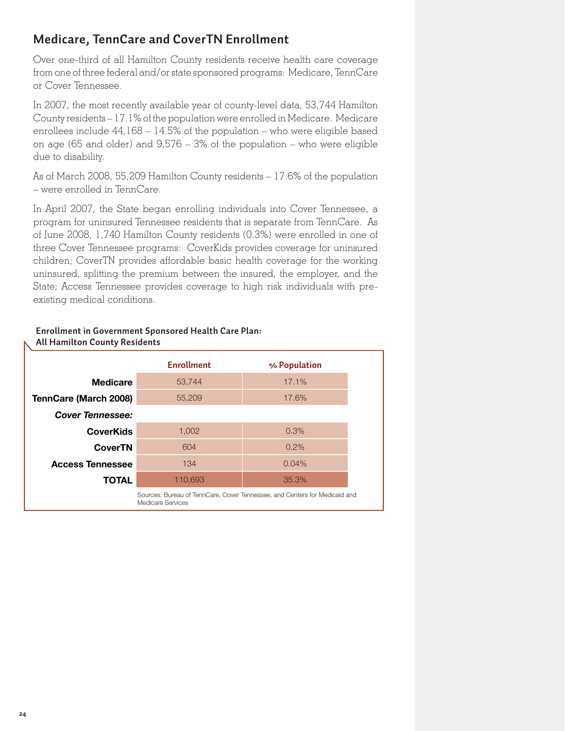## Medicare, TennCare and CoverTN Enrollment

Over one-third of all Hamilton County residents receive health care coverage from one of three federal and/or state sponsored programs: Medicare, TennCare or Cover Tennessee.

In 2007, the most recently available year of county-level data, 53,744 Hamilton County residents – 17.1% of the population were enrolled in Medicare. Medicare enrollees include 44,168 – 14.5% of the population – who were eligible based on age (65 and older) and 9,576 – 3% of the population – who were eligible due to disability.

As of March 2008, 55,209 Hamilton County residents – 17.6% of the population – were enrolled in TennCare.

In April 2007, the State began enrolling individuals into Cover Tennessee, a program for uninsured Tennessee residents that is separate from TennCare. As of June 2008, 1,740 Hamilton County residents (0.3%) were enrolled in one of three Cover Tennessee programs: CoverKids provides coverage for uninsured children; CoverTN provides affordable basic health coverage for the working uninsured, splitting the premium between the insured, the employer, and the State; Access Tennessee provides coverage to high risk individuals with pre-existing medical conditions.

**Enrollment in Government Sponsored Health Care Plan: All Hamilton County Residents**

| | Enrollment | % Population |
|---|---|---|
| **Medicare** | 53,744 | 17.1% |
| **TennCare (March 2008)** | 55,209 | 17.6% |
| ***Cover Tennessee:*** | | |
| **CoverKids** | 1,002 | 0.3% |
| **CoverTN** | 604 | 0.2% |
| **Access Tennessee** | 134 | 0.04% |
| **TOTAL** | 110,693 | 35.3% |

Sources: Bureau of TennCare, Cover Tennessee, and Centers for Medicaid and Medicare Services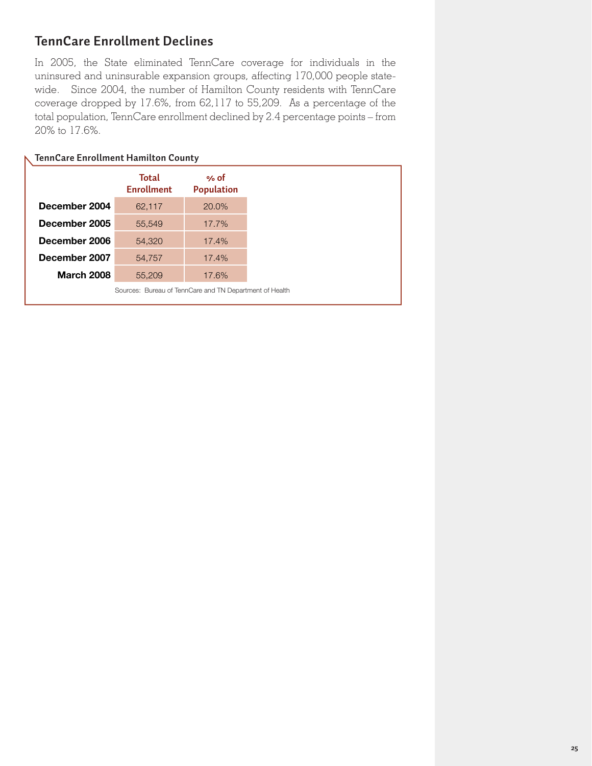## TennCare Enrollment Declines

In 2005, the State eliminated TennCare coverage for individuals in the uninsured and uninsurable expansion groups, affecting 170,000 people statewide. Since 2004, the number of Hamilton County residents with TennCare coverage dropped by 17.6%, from 62,117 to 55,209. As a percentage of the total population, TennCare enrollment declined by 2.4 percentage points – from 20% to 17.6%.

**TennCare Enrollment Hamilton County**

| | Total Enrollment | % of Population |
|---|---|---|
| **December 2004** | 62,117 | 20.0% |
| **December 2005** | 55,549 | 17.7% |
| **December 2006** | 54,320 | 17.4% |
| **December 2007** | 54,757 | 17.4% |
| **March 2008** | 55,209 | 17.6% |

Sources: Bureau of TennCare and TN Department of Health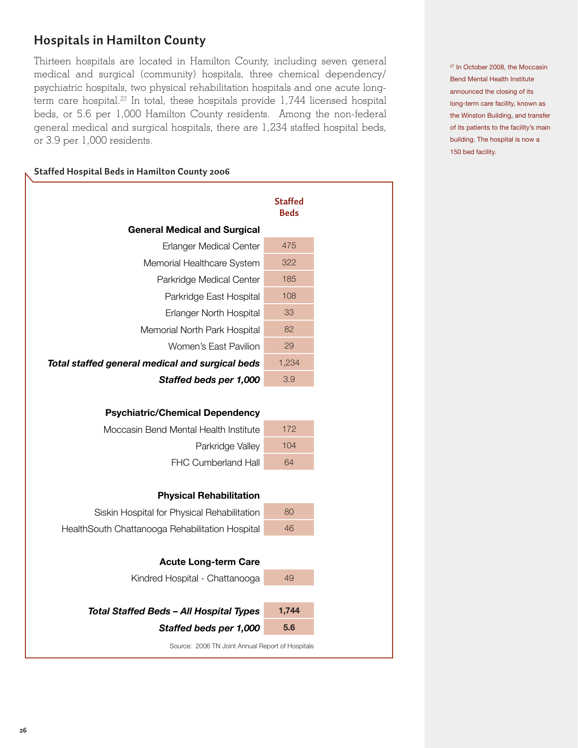## Hospitals in Hamilton County

Thirteen hospitals are located in Hamilton County, including seven general medical and surgical (community) hospitals, three chemical dependency/psychiatric hospitals, two physical rehabilitation hospitals and one acute long-term care hospital.[27] In total, these hospitals provide 1,744 licensed hospital beds, or 5.6 per 1,000 Hamilton County residents. Among the non-federal general medical and surgical hospitals, there are 1,234 staffed hospital beds, or 3.9 per 1,000 residents.

[27] In October 2008, the Moccasin Bend Mental Health Institute announced the closing of its long-term care facility, known as the Winston Building, and transfer of its patients to the facility's main building. The hospital is now a 150 bed facility.

### Staffed Hospital Beds in Hamilton County 2006

| | Staffed Beds |
|---|---|
| **General Medical and Surgical** | |
| Erlanger Medical Center | 475 |
| Memorial Healthcare System | 322 |
| Parkridge Medical Center | 185 |
| Parkridge East Hospital | 108 |
| Erlanger North Hospital | 33 |
| Memorial North Park Hospital | 82 |
| Women's East Pavilion | 29 |
| ***Total staffed general medical and surgical beds*** | 1,234 |
| ***Staffed beds per 1,000*** | 3.9 |
| **Psychiatric/Chemical Dependency** | |
| Moccasin Bend Mental Health Institute | 172 |
| Parkridge Valley | 104 |
| FHC Cumberland Hall | 64 |
| **Physical Rehabilitation** | |
| Siskin Hospital for Physical Rehabilitation | 80 |
| HealthSouth Chattanooga Rehabilitation Hospital | 46 |
| **Acute Long-term Care** | |
| Kindred Hospital - Chattanooga | 49 |
| ***Total Staffed Beds – All Hospital Types*** | **1,744** |
| ***Staffed beds per 1,000*** | **5.6** |

Source: 2006 TN Joint Annual Report of Hospitals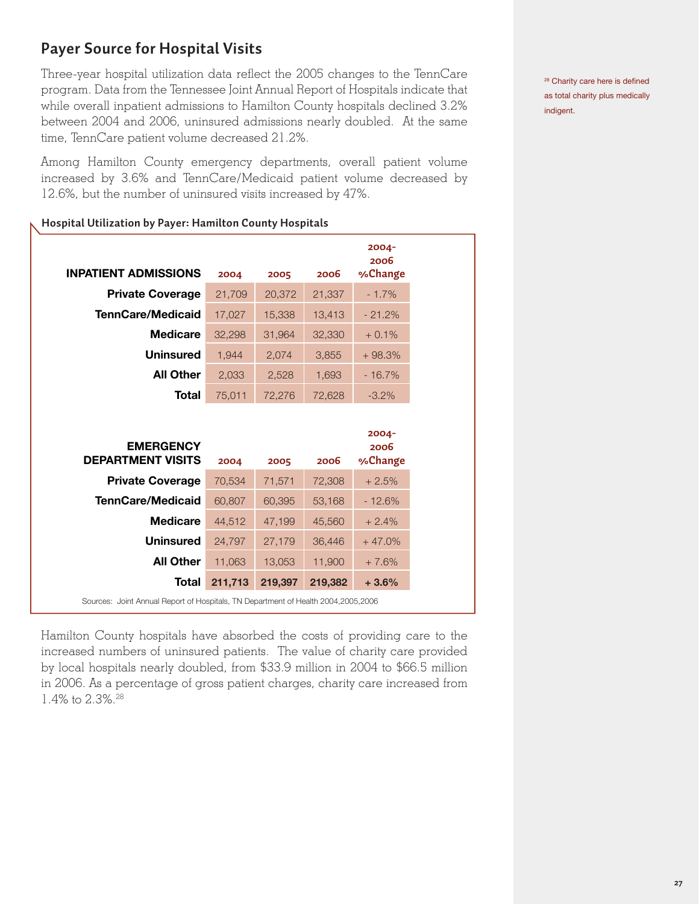## Payer Source for Hospital Visits

Three-year hospital utilization data reflect the 2005 changes to the TennCare program. Data from the Tennessee Joint Annual Report of Hospitals indicate that while overall inpatient admissions to Hamilton County hospitals declined 3.2% between 2004 and 2006, uninsured admissions nearly doubled. At the same time, TennCare patient volume decreased 21.2%.

Among Hamilton County emergency departments, overall patient volume increased by 3.6% and TennCare/Medicaid patient volume decreased by 12.6%, but the number of uninsured visits increased by 47%.

**Hospital Utilization by Payer: Hamilton County Hospitals**

| INPATIENT ADMISSIONS | 2004 | 2005 | 2006 | 2004-2006 %Change |
|---|---|---|---|---|
| Private Coverage | 21,709 | 20,372 | 21,337 | - 1.7% |
| TennCare/Medicaid | 17,027 | 15,338 | 13,413 | - 21.2% |
| Medicare | 32,298 | 31,964 | 32,330 | + 0.1% |
| Uninsured | 1,944 | 2,074 | 3,855 | + 98.3% |
| All Other | 2,033 | 2,528 | 1,693 | - 16.7% |
| Total | 75,011 | 72,276 | 72,628 | -3.2% |

| EMERGENCY DEPARTMENT VISITS | 2004 | 2005 | 2006 | 2004-2006 %Change |
|---|---|---|---|---|
| Private Coverage | 70,534 | 71,571 | 72,308 | + 2.5% |
| TennCare/Medicaid | 60,807 | 60,395 | 53,168 | - 12.6% |
| Medicare | 44,512 | 47,199 | 45,560 | + 2.4% |
| Uninsured | 24,797 | 27,179 | 36,446 | + 47.0% |
| All Other | 11,063 | 13,053 | 11,900 | + 7.6% |
| **Total** | **211,713** | **219,397** | **219,382** | **+ 3.6%** |

Sources: Joint Annual Report of Hospitals, TN Department of Health 2004,2005,2006

Hamilton County hospitals have absorbed the costs of providing care to the increased numbers of uninsured patients. The value of charity care provided by local hospitals nearly doubled, from $33.9 million in 2004 to $66.5 million in 2006. As a percentage of gross patient charges, charity care increased from 1.4% to 2.3%.[28]

[28] Charity care here is defined as total charity plus medically indigent.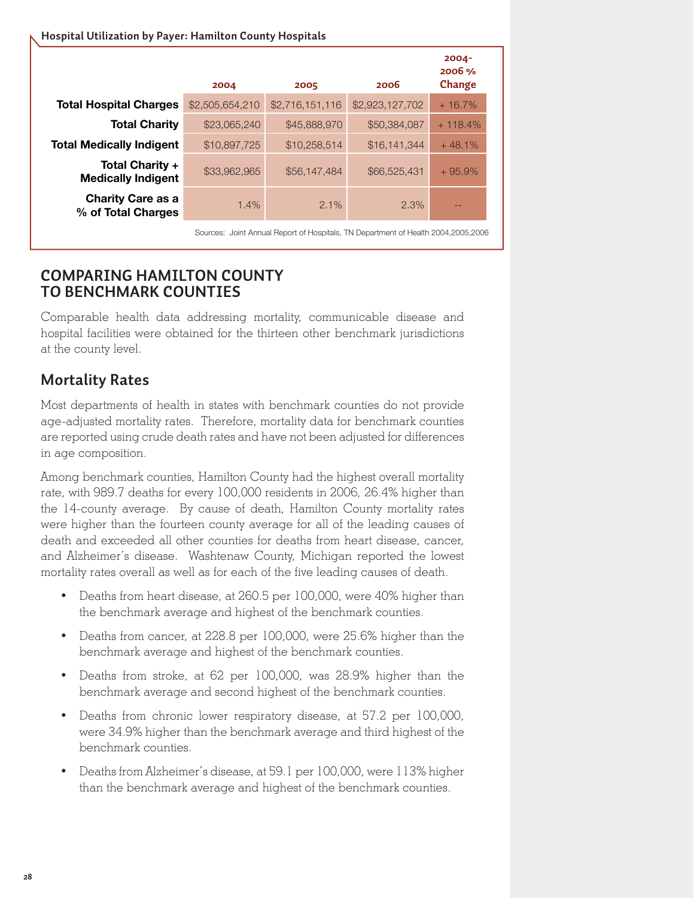**Hospital Utilization by Payer: Hamilton County Hospitals**

| | 2004 | 2005 | 2006 | 2004-2006 % Change |
|---|---|---|---|---|
| **Total Hospital Charges** | $2,505,654,210 | $2,716,151,116 | $2,923,127,702 | + 16.7% |
| **Total Charity** | $23,065,240 | $45,888,970 | $50,384,087 | + 118.4% |
| **Total Medically Indigent** | $10,897,725 | $10,258,514 | $16,141,344 | + 48.1% |
| **Total Charity + Medically Indigent** | $33,962,965 | $56,147,484 | $66,525,431 | + 95.9% |
| **Charity Care as a % of Total Charges** | 1.4% | 2.1% | 2.3% | -- |

Sources: Joint Annual Report of Hospitals, TN Department of Health 2004,2005,2006

## COMPARING HAMILTON COUNTY TO BENCHMARK COUNTIES

Comparable health data addressing mortality, communicable disease and hospital facilities were obtained for the thirteen other benchmark jurisdictions at the county level.

### Mortality Rates

Most departments of health in states with benchmark counties do not provide age-adjusted mortality rates. Therefore, mortality data for benchmark counties are reported using crude death rates and have not been adjusted for differences in age composition.

Among benchmark counties, Hamilton County had the highest overall mortality rate, with 989.7 deaths for every 100,000 residents in 2006, 26.4% higher than the 14-county average. By cause of death, Hamilton County mortality rates were higher than the fourteen county average for all of the leading causes of death and exceeded all other counties for deaths from heart disease, cancer, and Alzheimer's disease. Washtenaw County, Michigan reported the lowest mortality rates overall as well as for each of the five leading causes of death.

- Deaths from heart disease, at 260.5 per 100,000, were 40% higher than the benchmark average and highest of the benchmark counties.
- Deaths from cancer, at 228.8 per 100,000, were 25.6% higher than the benchmark average and highest of the benchmark counties.
- Deaths from stroke, at 62 per 100,000, was 28.9% higher than the benchmark average and second highest of the benchmark counties.
- Deaths from chronic lower respiratory disease, at 57.2 per 100,000, were 34.9% higher than the benchmark average and third highest of the benchmark counties.
- Deaths from Alzheimer's disease, at 59.1 per 100,000, were 113% higher than the benchmark average and highest of the benchmark counties.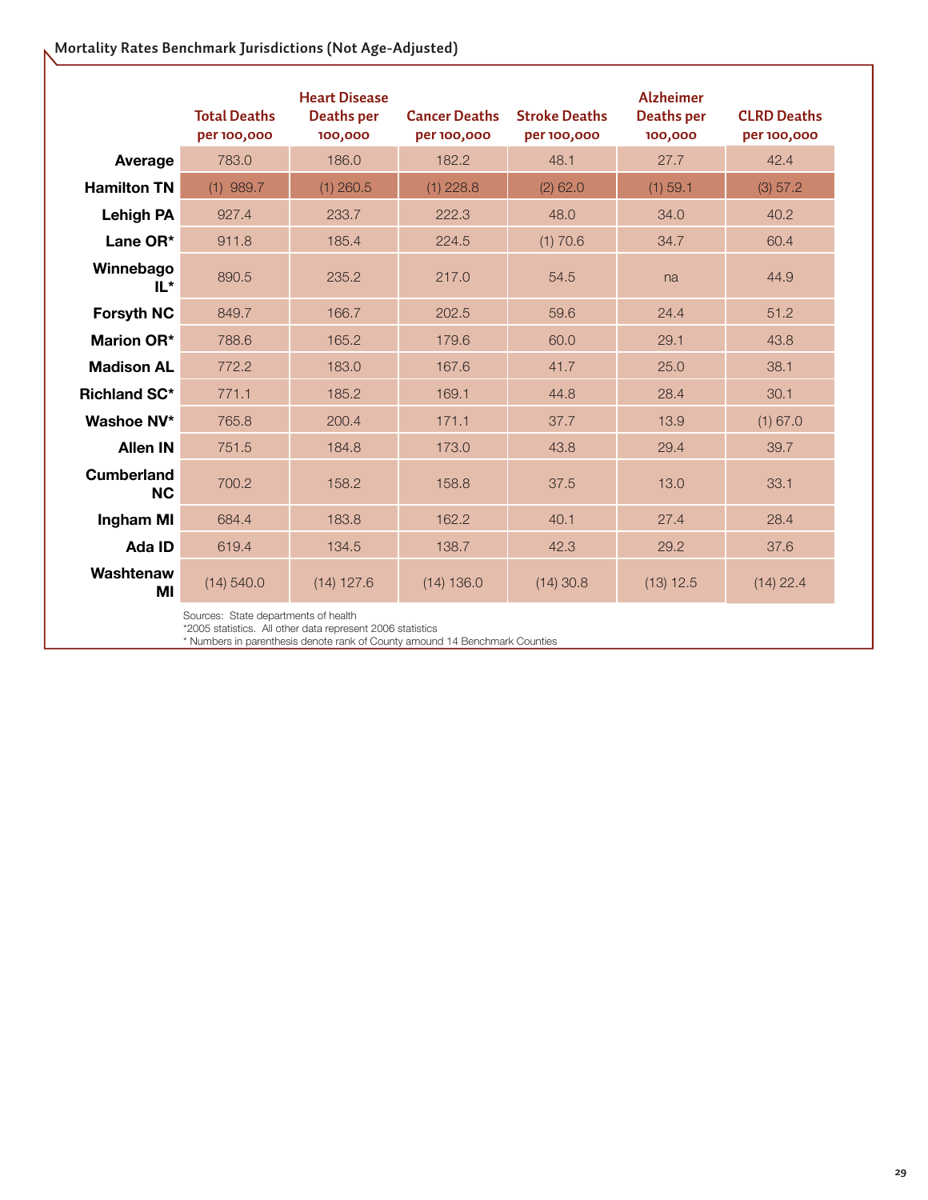## Mortality Rates Benchmark Jurisdictions (Not Age-Adjusted)

| | Total Deaths per 100,000 | Heart Disease Deaths per 100,000 | Cancer Deaths per 100,000 | Stroke Deaths per 100,000 | Alzheimer Deaths per 100,000 | CLRD Deaths per 100,000 |
|---|---|---|---|---|---|---|
| **Average** | 783.0 | 186.0 | 182.2 | 48.1 | 27.7 | 42.4 |
| **Hamilton TN** | (1) 989.7 | (1) 260.5 | (1) 228.8 | (2) 62.0 | (1) 59.1 | (3) 57.2 |
| **Lehigh PA** | 927.4 | 233.7 | 222.3 | 48.0 | 34.0 | 40.2 |
| **Lane OR*** | 911.8 | 185.4 | 224.5 | (1) 70.6 | 34.7 | 60.4 |
| **Winnebago IL*** | 890.5 | 235.2 | 217.0 | 54.5 | na | 44.9 |
| **Forsyth NC** | 849.7 | 166.7 | 202.5 | 59.6 | 24.4 | 51.2 |
| **Marion OR*** | 788.6 | 165.2 | 179.6 | 60.0 | 29.1 | 43.8 |
| **Madison AL** | 772.2 | 183.0 | 167.6 | 41.7 | 25.0 | 38.1 |
| **Richland SC*** | 771.1 | 185.2 | 169.1 | 44.8 | 28.4 | 30.1 |
| **Washoe NV*** | 765.8 | 200.4 | 171.1 | 37.7 | 13.9 | (1) 67.0 |
| **Allen IN** | 751.5 | 184.8 | 173.0 | 43.8 | 29.4 | 39.7 |
| **Cumberland NC** | 700.2 | 158.2 | 158.8 | 37.5 | 13.0 | 33.1 |
| **Ingham MI** | 684.4 | 183.8 | 162.2 | 40.1 | 27.4 | 28.4 |
| **Ada ID** | 619.4 | 134.5 | 138.7 | 42.3 | 29.2 | 37.6 |
| **Washtenaw MI** | (14) 540.0 | (14) 127.6 | (14) 136.0 | (14) 30.8 | (13) 12.5 | (14) 22.4 |

Sources: State departments of health
*2005 statistics. All other data represent 2006 statistics
* Numbers in parenthesis denote rank of County amound 14 Benchmark Counties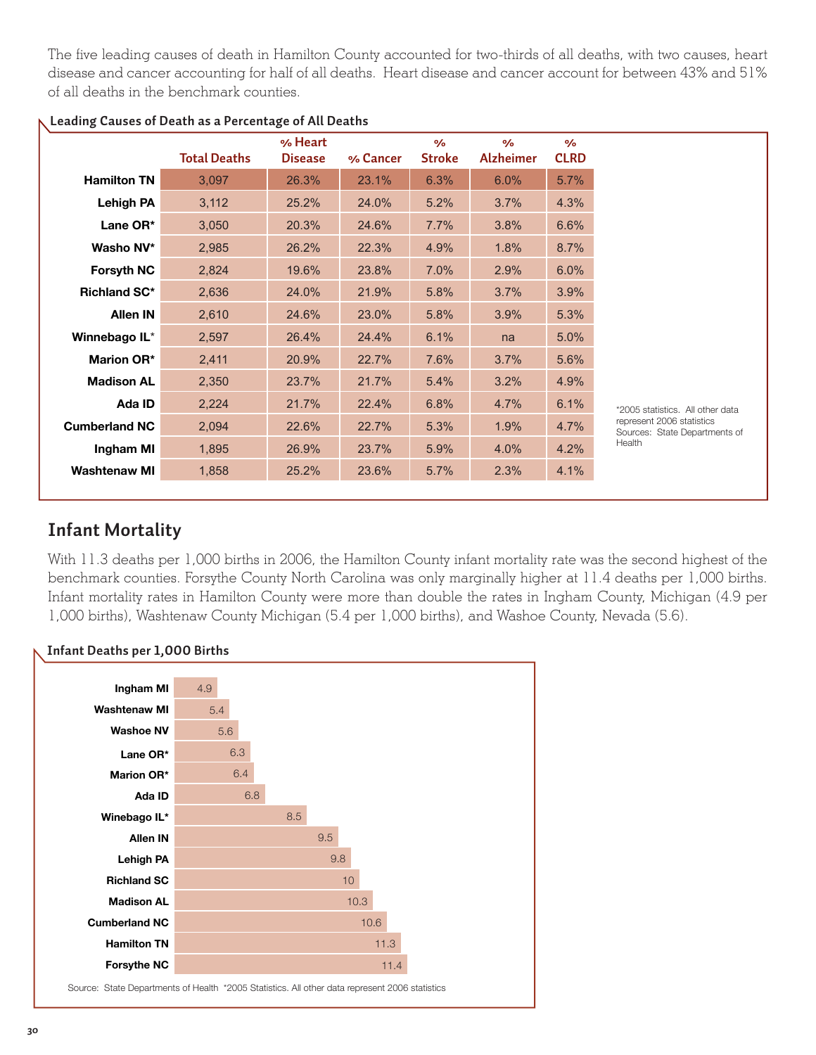The five leading causes of death in Hamilton County accounted for two-thirds of all deaths, with two causes, heart disease and cancer accounting for half of all deaths. Heart disease and cancer account for between 43% and 51% of all deaths in the benchmark counties.

**Leading Causes of Death as a Percentage of All Deaths**

| | Total Deaths | % Heart Disease | % Cancer | % Stroke | % Alzheimer | % CLRD |
|---|---|---|---|---|---|---|
| Hamilton TN | 3,097 | 26.3% | 23.1% | 6.3% | 6.0% | 5.7% |
| Lehigh PA | 3,112 | 25.2% | 24.0% | 5.2% | 3.7% | 4.3% |
| Lane OR* | 3,050 | 20.3% | 24.6% | 7.7% | 3.8% | 6.6% |
| Washo NV* | 2,985 | 26.2% | 22.3% | 4.9% | 1.8% | 8.7% |
| Forsyth NC | 2,824 | 19.6% | 23.8% | 7.0% | 2.9% | 6.0% |
| Richland SC* | 2,636 | 24.0% | 21.9% | 5.8% | 3.7% | 3.9% |
| Allen IN | 2,610 | 24.6% | 23.0% | 5.8% | 3.9% | 5.3% |
| Winnebago IL* | 2,597 | 26.4% | 24.4% | 6.1% | na | 5.0% |
| Marion OR* | 2,411 | 20.9% | 22.7% | 7.6% | 3.7% | 5.6% |
| Madison AL | 2,350 | 23.7% | 21.7% | 5.4% | 3.2% | 4.9% |
| Ada ID | 2,224 | 21.7% | 22.4% | 6.8% | 4.7% | 6.1% |
| Cumberland NC | 2,094 | 22.6% | 22.7% | 5.3% | 1.9% | 4.7% |
| Ingham MI | 1,895 | 26.9% | 23.7% | 5.9% | 4.0% | 4.2% |
| Washtenaw MI | 1,858 | 25.2% | 23.6% | 5.7% | 2.3% | 4.1% |

*2005 statistics. All other data represent 2006 statistics
Sources: State Departments of Health

## Infant Mortality

With 11.3 deaths per 1,000 births in 2006, the Hamilton County infant mortality rate was the second highest of the benchmark counties. Forsythe County North Carolina was only marginally higher at 11.4 deaths per 1,000 births. Infant mortality rates in Hamilton County were more than double the rates in Ingham County, Michigan (4.9 per 1,000 births), Washtenaw County Michigan (5.4 per 1,000 births), and Washoe County, Nevada (5.6).

**Infant Deaths per 1,000 Births**

| County | Infant Deaths per 1,000 Births |
|---|---|
| Ingham MI | 4.9 |
| Washtenaw MI | 5.4 |
| Washoe NV | 5.6 |
| Lane OR* | 6.3 |
| Marion OR* | 6.4 |
| Ada ID | 6.8 |
| Winebago IL* | 8.5 |
| Allen IN | 9.5 |
| Lehigh PA | 9.8 |
| Richland SC | 10 |
| Madison AL | 10.3 |
| Cumberland NC | 10.6 |
| Hamilton TN | 11.3 |
| Forsyth NC | 11.4 |

Source: State Departments of Health *2005 Statistics. All other data represent 2006 statistics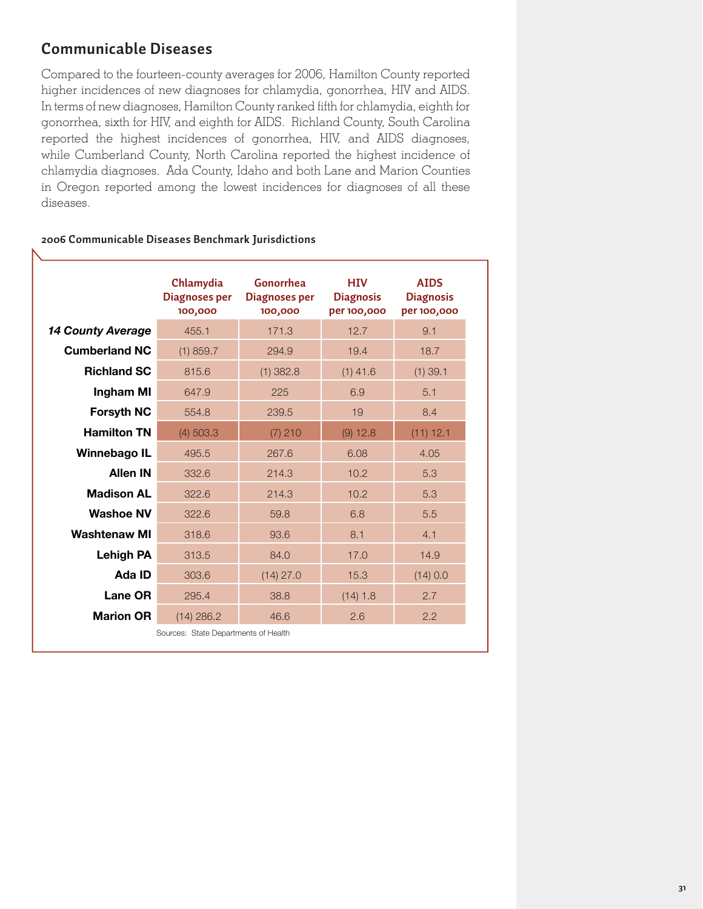## Communicable Diseases

Compared to the fourteen-county averages for 2006, Hamilton County reported higher incidences of new diagnoses for chlamydia, gonorrhea, HIV and AIDS. In terms of new diagnoses, Hamilton County ranked fifth for chlamydia, eighth for gonorrhea, sixth for HIV, and eighth for AIDS. Richland County, South Carolina reported the highest incidences of gonorrhea, HIV, and AIDS diagnoses, while Cumberland County, North Carolina reported the highest incidence of chlamydia diagnoses. Ada County, Idaho and both Lane and Marion Counties in Oregon reported among the lowest incidences for diagnoses of all these diseases.

### 2006 Communicable Diseases Benchmark Jurisdictions

| | Chlamydia Diagnoses per 100,000 | Gonorrhea Diagnoses per 100,000 | HIV Diagnosis per 100,000 | AIDS Diagnosis per 100,000 |
|---|---|---|---|---|
| *14 County Average* | 455.1 | 171.3 | 12.7 | 9.1 |
| Cumberland NC | (1) 859.7 | 294.9 | 19.4 | 18.7 |
| Richland SC | 815.6 | (1) 382.8 | (1) 41.6 | (1) 39.1 |
| Ingham MI | 647.9 | 225 | 6.9 | 5.1 |
| Forsyth NC | 554.8 | 239.5 | 19 | 8.4 |
| Hamilton TN | (4) 503.3 | (7) 210 | (9) 12.8 | (11) 12.1 |
| Winnebago IL | 495.5 | 267.6 | 6.08 | 4.05 |
| Allen IN | 332.6 | 214.3 | 10.2 | 5.3 |
| Madison AL | 322.6 | 214.3 | 10.2 | 5.3 |
| Washoe NV | 322.6 | 59.8 | 6.8 | 5.5 |
| Washtenaw MI | 318.6 | 93.6 | 8.1 | 4.1 |
| Lehigh PA | 313.5 | 84.0 | 17.0 | 14.9 |
| Ada ID | 303.6 | (14) 27.0 | 15.3 | (14) 0.0 |
| Lane OR | 295.4 | 38.8 | (14) 1.8 | 2.7 |
| Marion OR | (14) 286.2 | 46.6 | 2.6 | 2.2 |

Sources: State Departments of Health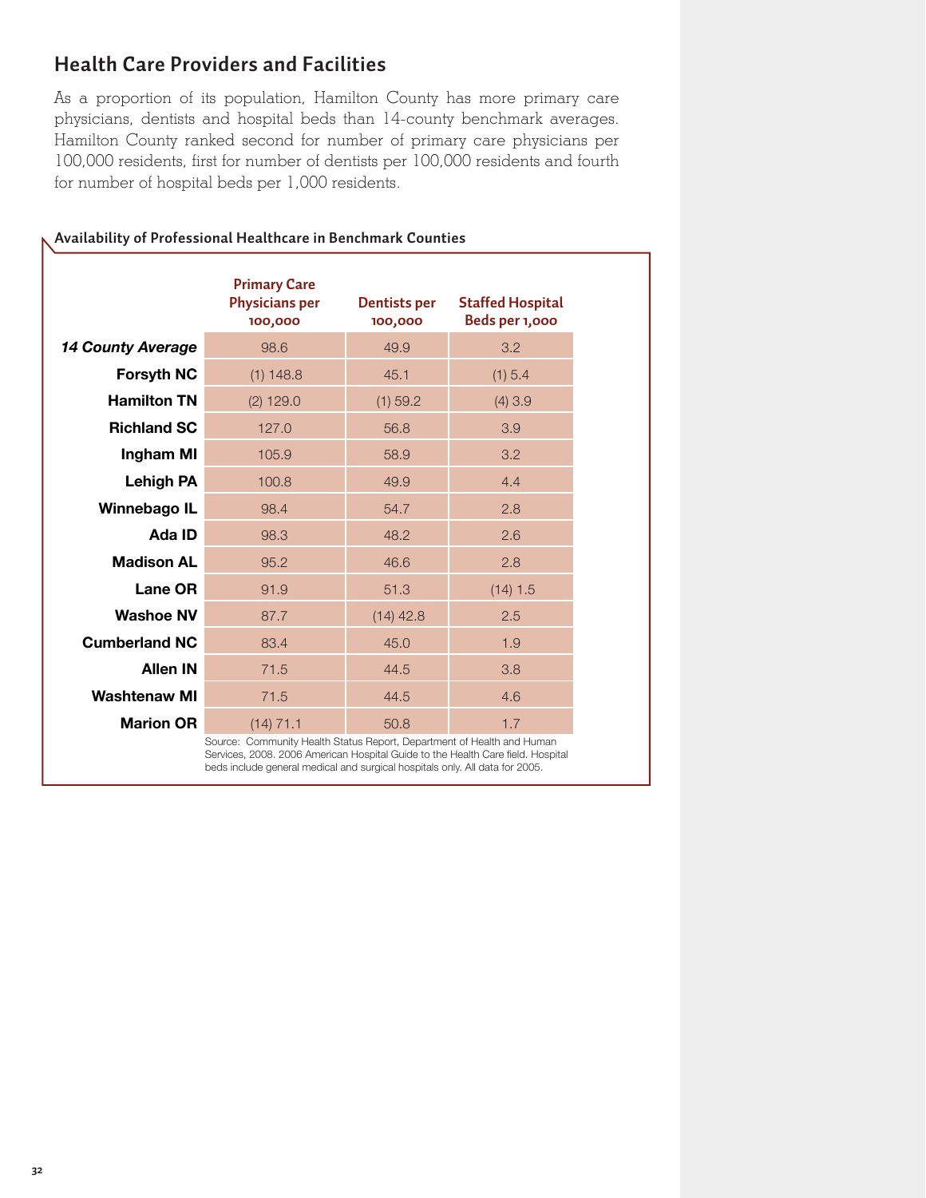## Health Care Providers and Facilities

As a proportion of its population, Hamilton County has more primary care physicians, dentists and hospital beds than 14-county benchmark averages. Hamilton County ranked second for number of primary care physicians per 100,000 residents, first for number of dentists per 100,000 residents and fourth for number of hospital beds per 1,000 residents.

### Availability of Professional Healthcare in Benchmark Counties

| | Primary Care Physicians per 100,000 | Dentists per 100,000 | Staffed Hospital Beds per 1,000 |
|---|---|---|---|
| ***14 County Average*** | 98.6 | 49.9 | 3.2 |
| **Forsyth NC** | (1) 148.8 | 45.1 | (1) 5.4 |
| **Hamilton TN** | (2) 129.0 | (1) 59.2 | (4) 3.9 |
| **Richland SC** | 127.0 | 56.8 | 3.9 |
| **Ingham MI** | 105.9 | 58.9 | 3.2 |
| **Lehigh PA** | 100.8 | 49.9 | 4.4 |
| **Winnebago IL** | 98.4 | 54.7 | 2.8 |
| **Ada ID** | 98.3 | 48.2 | 2.6 |
| **Madison AL** | 95.2 | 46.6 | 2.8 |
| **Lane OR** | 91.9 | 51.3 | (14) 1.5 |
| **Washoe NV** | 87.7 | (14) 42.8 | 2.5 |
| **Cumberland NC** | 83.4 | 45.0 | 1.9 |
| **Allen IN** | 71.5 | 44.5 | 3.8 |
| **Washtenaw MI** | 71.5 | 44.5 | 4.6 |
| **Marion OR** | (14) 71.1 | 50.8 | 1.7 |

Source: Community Health Status Report, Department of Health and Human Services, 2008. 2006 American Hospital Guide to the Health Care field. Hospital beds include general medical and surgical hospitals only. All data for 2005.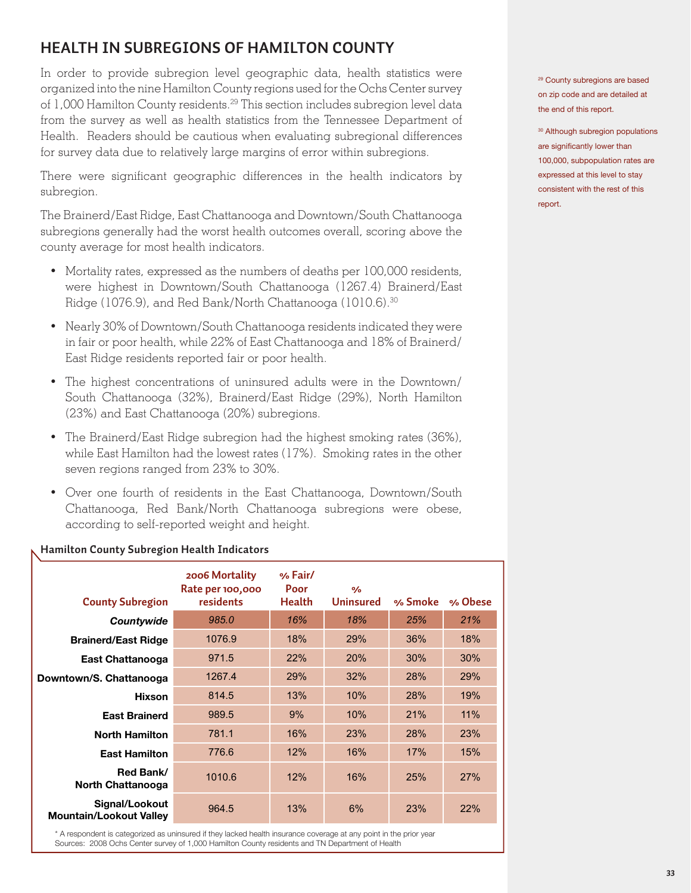## HEALTH IN SUBREGIONS OF HAMILTON COUNTY

In order to provide subregion level geographic data, health statistics were organized into the nine Hamilton County regions used for the Ochs Center survey of 1,000 Hamilton County residents.[29] This section includes subregion level data from the survey as well as health statistics from the Tennessee Department of Health. Readers should be cautious when evaluating subregional differences for survey data due to relatively large margins of error within subregions.

There were significant geographic differences in the health indicators by subregion.

The Brainerd/East Ridge, East Chattanooga and Downtown/South Chattanooga subregions generally had the worst health outcomes overall, scoring above the county average for most health indicators.

- Mortality rates, expressed as the numbers of deaths per 100,000 residents, were highest in Downtown/South Chattanooga (1267.4) Brainerd/East Ridge (1076.9), and Red Bank/North Chattanooga (1010.6).[30]
- Nearly 30% of Downtown/South Chattanooga residents indicated they were in fair or poor health, while 22% of East Chattanooga and 18% of Brainerd/East Ridge residents reported fair or poor health.
- The highest concentrations of uninsured adults were in the Downtown/South Chattanooga (32%), Brainerd/East Ridge (29%), North Hamilton (23%) and East Chattanooga (20%) subregions.
- The Brainerd/East Ridge subregion had the highest smoking rates (36%), while East Hamilton had the lowest rates (17%). Smoking rates in the other seven regions ranged from 23% to 30%.
- Over one fourth of residents in the East Chattanooga, Downtown/South Chattanooga, Red Bank/North Chattanooga subregions were obese, according to self-reported weight and height.

[29] County subregions are based on zip code and are detailed at the end of this report.

[30] Although subregion populations are significantly lower than 100,000, subpopulation rates are expressed at this level to stay consistent with the rest of this report.

**Hamilton County Subregion Health Indicators**

| County Subregion | 2006 Mortality Rate per 100,000 residents | % Fair/ Poor Health | % Uninsured | % Smoke | % Obese |
|---|---|---|---|---|---|
| ***Countywide*** | *985.0* | *16%* | *18%* | *25%* | *21%* |
| **Brainerd/East Ridge** | 1076.9 | 18% | 29% | 36% | 18% |
| **East Chattanooga** | 971.5 | 22% | 20% | 30% | 30% |
| **Downtown/S. Chattanooga** | 1267.4 | 29% | 32% | 28% | 29% |
| **Hixson** | 814.5 | 13% | 10% | 28% | 19% |
| **East Brainerd** | 989.5 | 9% | 10% | 21% | 11% |
| **North Hamilton** | 781.1 | 16% | 23% | 28% | 23% |
| **East Hamilton** | 776.6 | 12% | 16% | 17% | 15% |
| **Red Bank/ North Chattanooga** | 1010.6 | 12% | 16% | 25% | 27% |
| **Signal/Lookout Mountain/Lookout Valley** | 964.5 | 13% | 6% | 23% | 22% |

\* A respondent is categorized as uninsured if they lacked health insurance coverage at any point in the prior year
Sources: 2008 Ochs Center survey of 1,000 Hamilton County residents and TN Department of Health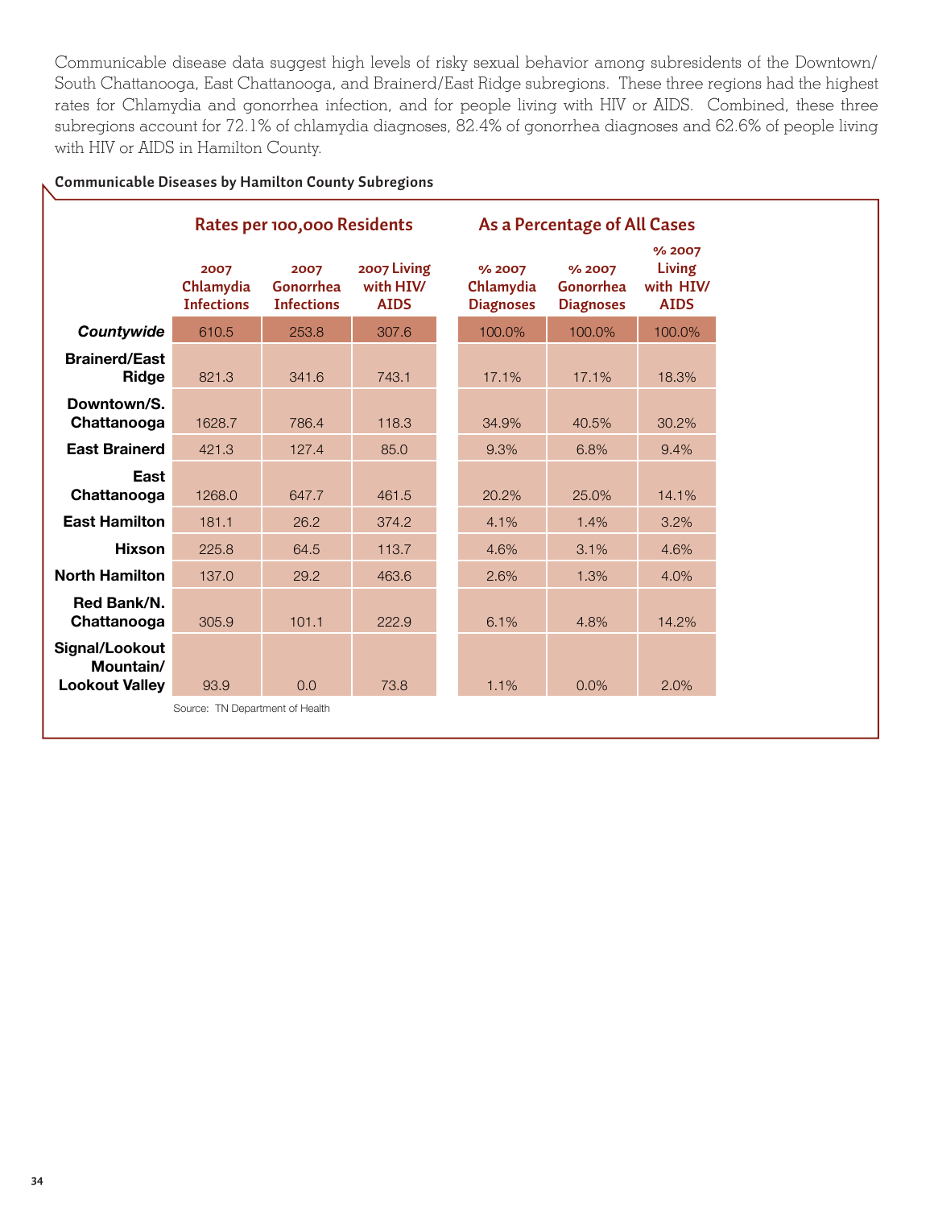Communicable disease data suggest high levels of risky sexual behavior among subresidents of the Downtown/South Chattanooga, East Chattanooga, and Brainerd/East Ridge subregions. These three regions had the highest rates for Chlamydia and gonorrhea infection, and for people living with HIV or AIDS. Combined, these three subregions account for 72.1% of chlamydia diagnoses, 82.4% of gonorrhea diagnoses and 62.6% of people living with HIV or AIDS in Hamilton County.

**Communicable Diseases by Hamilton County Subregions**

| | Rates per 100,000 Residents | | | As a Percentage of All Cases | | |
|---|---|---|---|---|---|---|
| | 2007 Chlamydia Infections | 2007 Gonorrhea Infections | 2007 Living with HIV/ AIDS | % 2007 Chlamydia Diagnoses | % 2007 Gonorrhea Diagnoses | % 2007 Living with HIV/ AIDS |
| ***Countywide*** | 610.5 | 253.8 | 307.6 | 100.0% | 100.0% | 100.0% |
| **Brainerd/East Ridge** | 821.3 | 341.6 | 743.1 | 17.1% | 17.1% | 18.3% |
| **Downtown/S. Chattanooga** | 1628.7 | 786.4 | 118.3 | 34.9% | 40.5% | 30.2% |
| **East Brainerd** | 421.3 | 127.4 | 85.0 | 9.3% | 6.8% | 9.4% |
| **East Chattanooga** | 1268.0 | 647.7 | 461.5 | 20.2% | 25.0% | 14.1% |
| **East Hamilton** | 181.1 | 26.2 | 374.2 | 4.1% | 1.4% | 3.2% |
| **Hixson** | 225.8 | 64.5 | 113.7 | 4.6% | 3.1% | 4.6% |
| **North Hamilton** | 137.0 | 29.2 | 463.6 | 2.6% | 1.3% | 4.0% |
| **Red Bank/N. Chattanooga** | 305.9 | 101.1 | 222.9 | 6.1% | 4.8% | 14.2% |
| **Signal/Lookout Mountain/ Lookout Valley** | 93.9 | 0.0 | 73.8 | 1.1% | 0.0% | 2.0% |

Source: TN Department of Health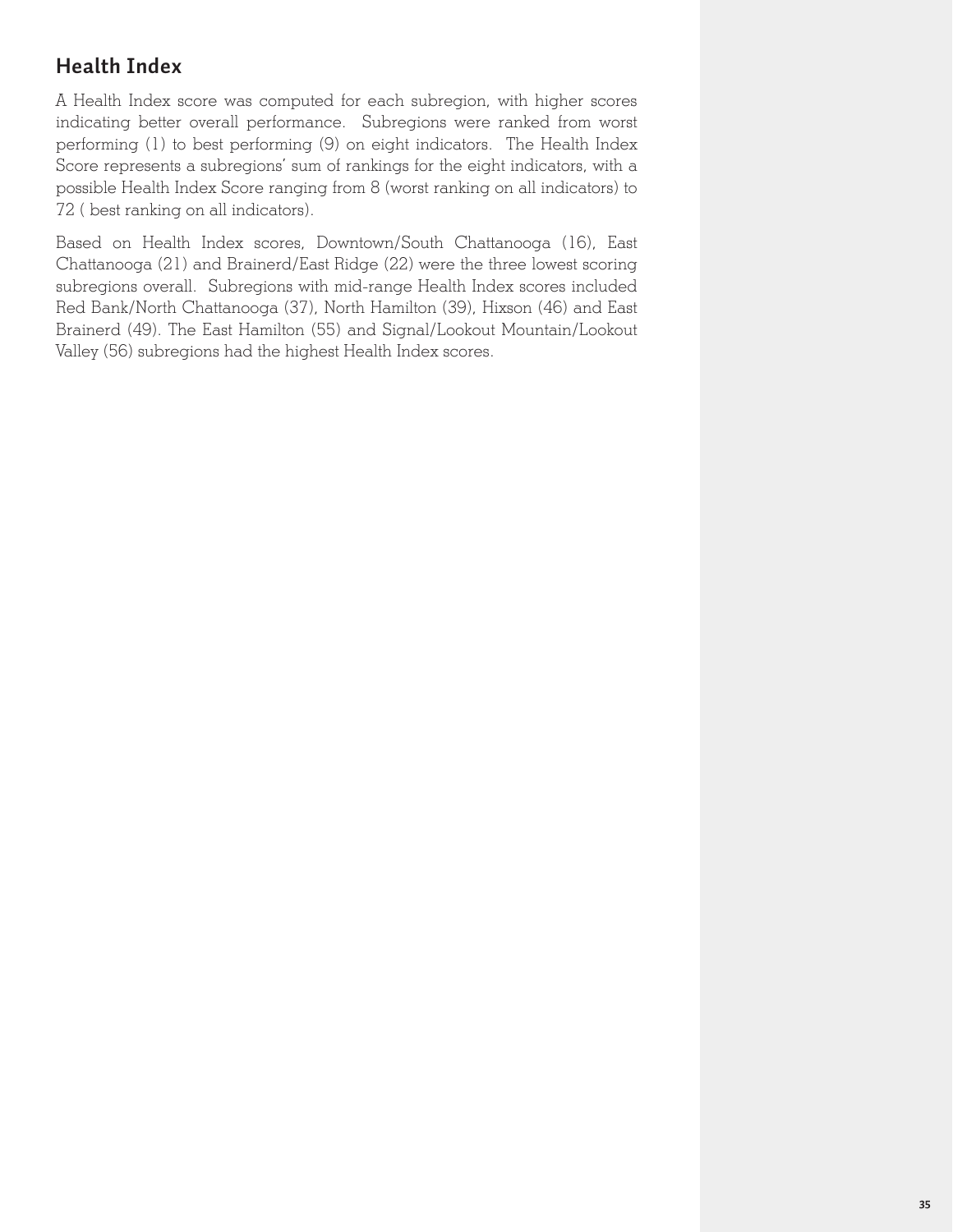## Health Index

A Health Index score was computed for each subregion, with higher scores indicating better overall performance. Subregions were ranked from worst performing (1) to best performing (9) on eight indicators. The Health Index Score represents a subregions' sum of rankings for the eight indicators, with a possible Health Index Score ranging from 8 (worst ranking on all indicators) to 72 ( best ranking on all indicators).

Based on Health Index scores, Downtown/South Chattanooga (16), East Chattanooga (21) and Brainerd/East Ridge (22) were the three lowest scoring subregions overall. Subregions with mid-range Health Index scores included Red Bank/North Chattanooga (37), North Hamilton (39), Hixson (46) and East Brainerd (49). The East Hamilton (55) and Signal/Lookout Mountain/Lookout Valley (56) subregions had the highest Health Index scores.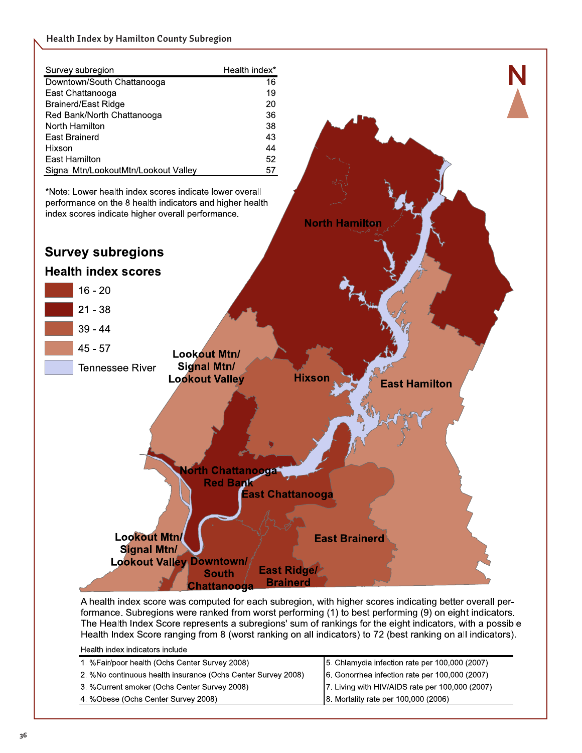## Health Index by Hamilton County Subregion

| Survey subregion | Health index* |
|---|---|
| Downtown/South Chattanooga | 16 |
| East Chattanooga | 19 |
| Brainerd/East Ridge | 20 |
| Red Bank/North Chattanooga | 36 |
| North Hamilton | 38 |
| East Brainerd | 43 |
| Hixson | 44 |
| East Hamilton | 52 |
| Signal Mtn/LookoutMtn/Lookout Valley | 57 |

*Note: Lower health index scores indicate lower overall performance on the 8 health indicators and higher health index scores indicate higher overall performance.

**Survey subregions**

**Health index scores**

- 16 - 20
- 21 - 38
- 39 - 44
- 45 - 57
- Tennessee River

North Hamilton, Lookout Mtn/ Signal Mtn/ Lookout Valley, Hixson, East Hamilton, North Chattanooga Red Bank, East Chattanooga, East Brainerd, Lookout Mtn/ Signal Mtn/ Lookout Valley, Downtown/ South Chattanooga, East Ridge/ Brainerd

A health index score was computed for each subregion, with higher scores indicating better overall performance. Subregions were ranked from worst performing (1) to best performing (9) on eight indicators. The Health Index Score represents a subregions' sum of rankings for the eight indicators, with a possible Health Index Score ranging from 8 (worst ranking on all indicators) to 72 (best ranking on all indicators).

Health index indicators include

| | |
|---|---|
| 1. %Fair/poor health (Ochs Center Survey 2008) | 5. Chlamydia infection rate per 100,000 (2007) |
| 2. %No continuous health insurance (Ochs Center Survey 2008) | 6. Gonorrhea infection rate per 100,000 (2007) |
| 3. %Current smoker (Ochs Center Survey 2008) | 7. Living with HIV/AIDS rate per 100,000 (2007) |
| 4. %Obese (Ochs Center Survey 2008) | 8. Mortality rate per 100,000 (2006) |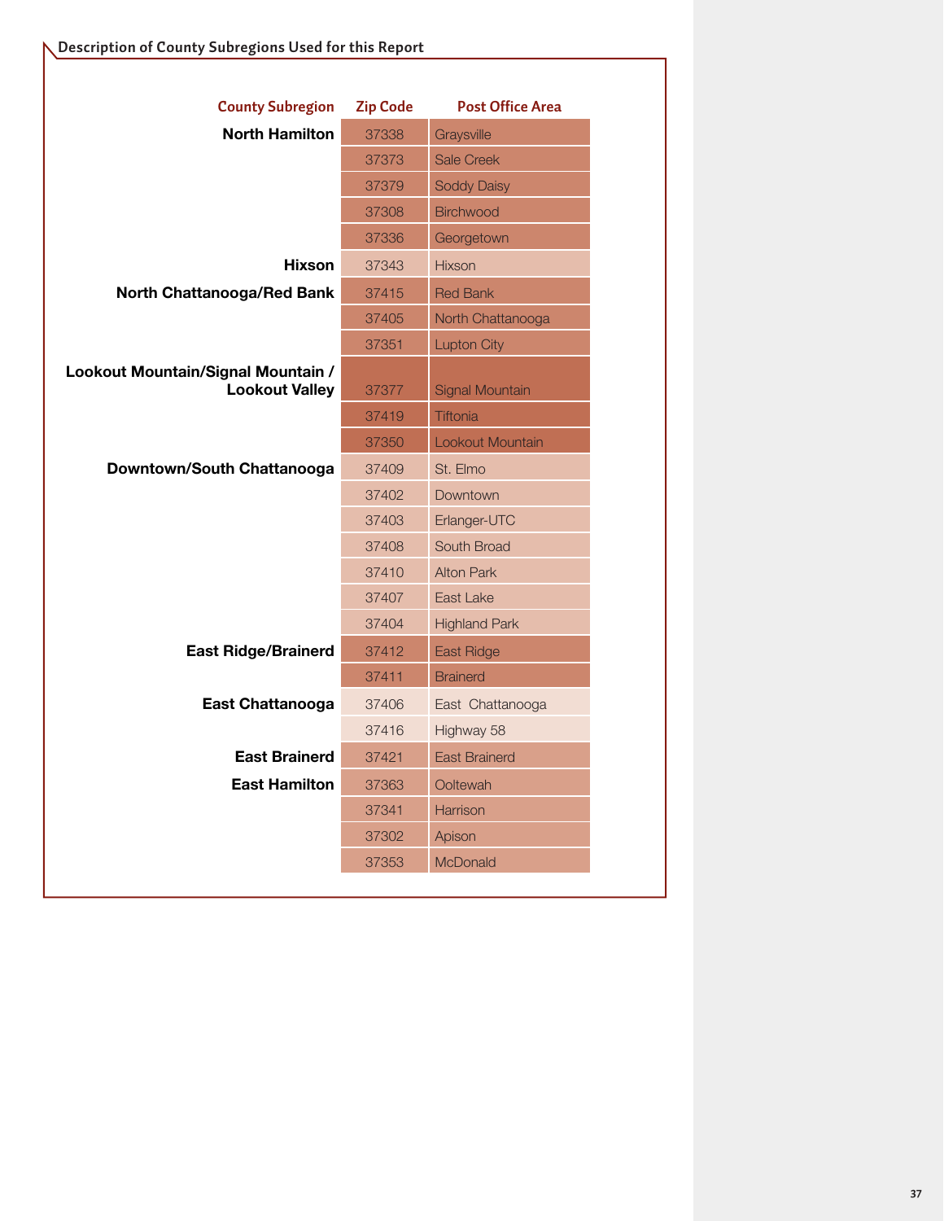## Description of County Subregions Used for this Report

| County Subregion | Zip Code | Post Office Area |
|---|---|---|
| **North Hamilton** | 37338 | Graysville |
| | 37373 | Sale Creek |
| | 37379 | Soddy Daisy |
| | 37308 | Birchwood |
| | 37336 | Georgetown |
| **Hixson** | 37343 | Hixson |
| **North Chattanooga/Red Bank** | 37415 | Red Bank |
| | 37405 | North Chattanooga |
| | 37351 | Lupton City |
| **Lookout Mountain/Signal Mountain / Lookout Valley** | 37377 | Signal Mountain |
| | 37419 | Tiftonia |
| | 37350 | Lookout Mountain |
| **Downtown/South Chattanooga** | 37409 | St. Elmo |
| | 37402 | Downtown |
| | 37403 | Erlanger-UTC |
| | 37408 | South Broad |
| | 37410 | Alton Park |
| | 37407 | East Lake |
| | 37404 | Highland Park |
| **East Ridge/Brainerd** | 37412 | East Ridge |
| | 37411 | Brainerd |
| **East Chattanooga** | 37406 | East Chattanooga |
| | 37416 | Highway 58 |
| **East Brainerd** | 37421 | East Brainerd |
| **East Hamilton** | 37363 | Ooltewah |
| | 37341 | Harrison |
| | 37302 | Apison |
| | 37353 | McDonald |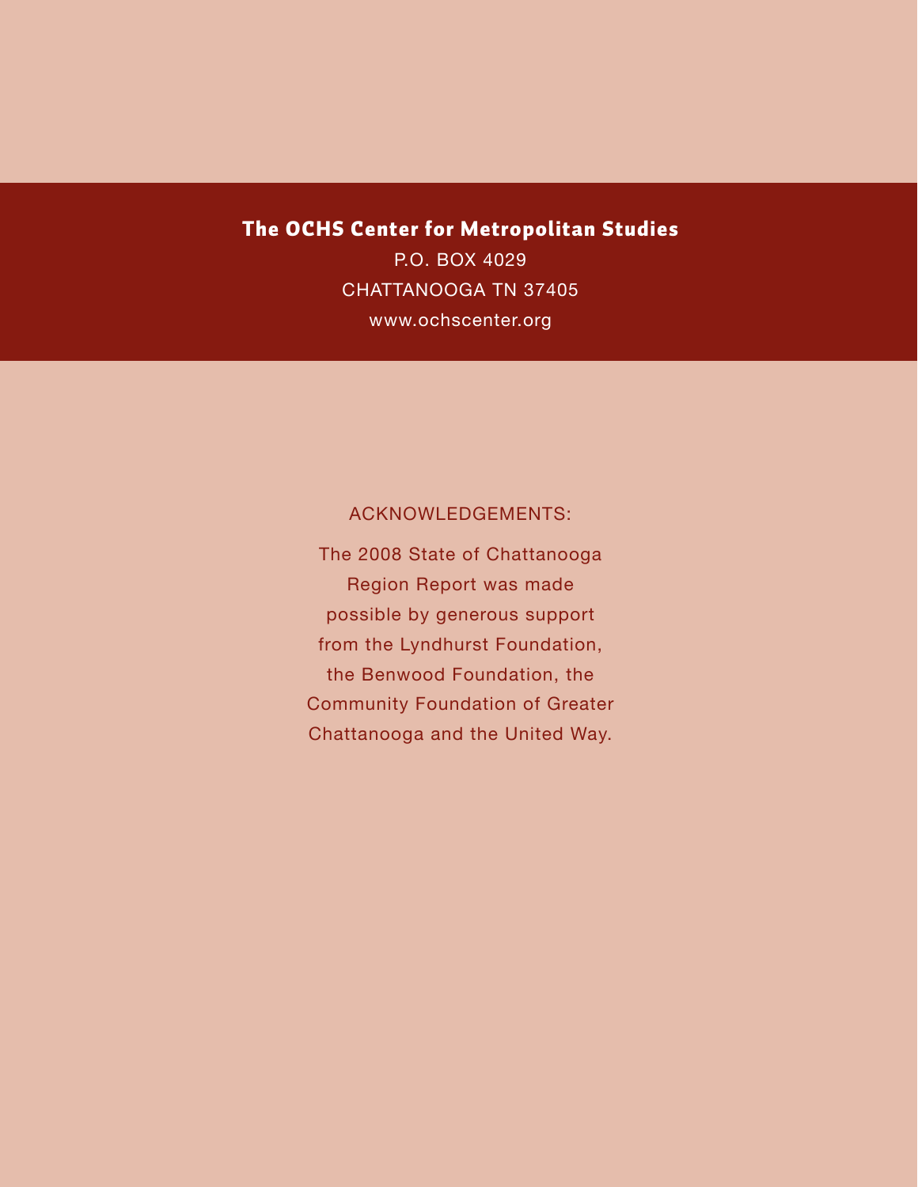**The OCHS Center for Metropolitan Studies**

P.O. BOX 4029

CHATTANOOGA TN 37405

www.ochscenter.org

ACKNOWLEDGEMENTS:

The 2008 State of Chattanooga Region Report was made possible by generous support from the Lyndhurst Foundation, the Benwood Foundation, the Community Foundation of Greater Chattanooga and the United Way.